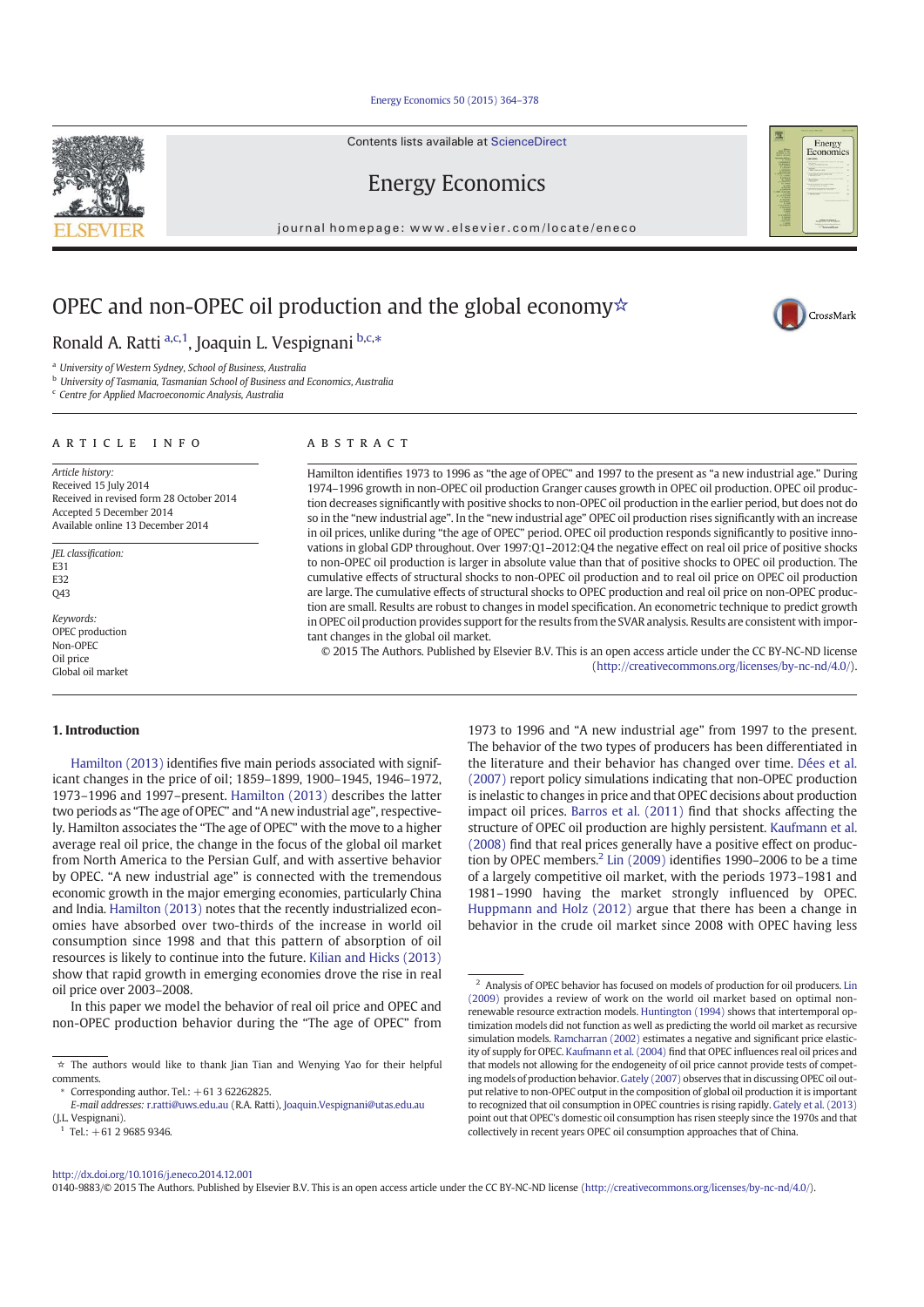# OPEC and non-OPEC oil production and the global economy☆

Ronald A. Ratti [a,c,1], Joaquin L. Vespignani [b,c,*]

[a] University of Western Sydney, School of Business, Australia
[b] University of Tasmania, Tasmanian School of Business and Economics, Australia
[c] Centre for Applied Macroeconomic Analysis, Australia

## ARTICLE INFO

*Article history:*
Received 15 July 2014
Received in revised form 28 October 2014
Accepted 5 December 2014
Available online 13 December 2014

*JEL classification:*
E31
E32
Q43

*Keywords:*
OPEC production
Non-OPEC
Oil price
Global oil market

## ABSTRACT

Hamilton identifies 1973 to 1996 as "the age of OPEC" and 1997 to the present as "a new industrial age." During 1974–1996 growth in non-OPEC oil production Granger causes growth in OPEC oil production. OPEC oil production decreases significantly with positive shocks to non-OPEC oil production in the earlier period, but does not do so in the "new industrial age". In the "new industrial age" OPEC oil production rises significantly with an increase in oil prices, unlike during "the age of OPEC" period. OPEC oil production responds significantly to positive innovations in global GDP throughout. Over 1997:Q1–2012:Q4 the negative effect on real oil price of positive shocks to non-OPEC oil production is larger in absolute value than that of positive shocks to OPEC oil production. The cumulative effects of structural shocks to non-OPEC oil production and to real oil price on OPEC oil production are large. The cumulative effects of structural shocks to OPEC production and real oil price on non-OPEC production are small. Results are robust to changes in model specification. An econometric technique to predict growth in OPEC oil production provides support for the results from the SVAR analysis. Results are consistent with important changes in the global oil market.

© 2015 The Authors. Published by Elsevier B.V. This is an open access article under the CC BY-NC-ND license (http://creativecommons.org/licenses/by-nc-nd/4.0/).

## 1. Introduction

Hamilton (2013) identifies five main periods associated with significant changes in the price of oil; 1859–1899, 1900–1945, 1946–1972, 1973–1996 and 1997–present. Hamilton (2013) describes the latter two periods as "The age of OPEC" and "A new industrial age", respectively. Hamilton associates the "The age of OPEC" with the move to a higher average real oil price, the change in the focus of the global oil market from North America to the Persian Gulf, and with assertive behavior by OPEC. "A new industrial age" is connected with the tremendous economic growth in the major emerging economies, particularly China and India. Hamilton (2013) notes that the recently industrialized economies have absorbed over two-thirds of the increase in world oil consumption since 1998 and that this pattern of absorption of oil resources is likely to continue into the future. Kilian and Hicks (2013) show that rapid growth in emerging economies drove the rise in real oil price over 2003–2008.

In this paper we model the behavior of real oil price and OPEC and non-OPEC production behavior during the "The age of OPEC" from 1973 to 1996 and "A new industrial age" from 1997 to the present. The behavior of the two types of producers has been differentiated in the literature and their behavior has changed over time. Dées et al. (2007) report policy simulations indicating that non-OPEC production is inelastic to changes in price and that OPEC decisions about production impact oil prices. Barros et al. (2011) find that shocks affecting the structure of OPEC oil production are highly persistent. Kaufmann et al. (2008) find that real prices generally have a positive effect on production by OPEC members.[2] Lin (2009) identifies 1990–2006 to be a time of a largely competitive oil market, with the periods 1973–1981 and 1981–1990 having the market strongly influenced by OPEC. Huppmann and Holz (2012) argue that there has been a change in behavior in the crude oil market since 2008 with OPEC having less

---

☆ The authors would like to thank Jian Tian and Wenying Yao for their helpful comments.

\* Corresponding author. Tel.: +61 3 62262825.
*E-mail addresses:* r.ratti@uws.edu.au (R.A. Ratti), Joaquin.Vespignani@utas.edu.au (J.L. Vespignani).

[1] Tel.: +61 2 9685 9346.

[2] Analysis of OPEC behavior has focused on models of production for oil producers. Lin (2009) provides a review of work on the world oil market based on optimal non-renewable resource extraction models. Huntington (1994) shows that intertemporal optimization models did not function as well as predicting the world oil market as recursive simulation models. Ramcharran (2002) estimates a negative and significant price elasticity of supply for OPEC. Kaufmann et al. (2004) find that OPEC influences real oil prices and that models not allowing for the endogeneity of oil price cannot provide tests of competing models of production behavior. Gately (2007) observes that in discussing OPEC oil output relative to non-OPEC output in the composition of global oil production it is important to recognized that oil consumption in OPEC countries is rising rapidly. Gately et al. (2013) point out that OPEC's domestic oil consumption has risen steeply since the 1970s and that collectively in recent years OPEC oil consumption approaches that of China.

http://dx.doi.org/10.1016/j.eneco.2014.12.001
0140-9883/© 2015 The Authors. Published by Elsevier B.V. This is an open access article under the CC BY-NC-ND license (http://creativecommons.org/licenses/by-nc-nd/4.0/).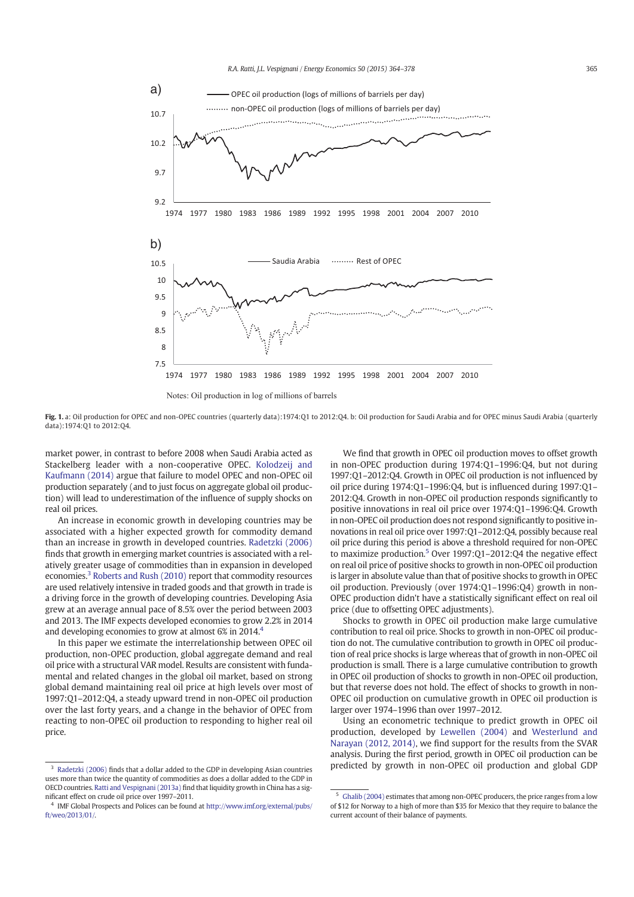Notes: Oil production in log of millions of barrels

**Fig. 1.** a: Oil production for OPEC and non-OPEC countries (quarterly data):1974:Q1 to 2012:Q4. b: Oil production for Saudi Arabia and for OPEC minus Saudi Arabia (quarterly data):1974:Q1 to 2012:Q4.

market power, in contrast to before 2008 when Saudi Arabia acted as Stackelberg leader with a non-cooperative OPEC. Kolodzeij and Kaufmann (2014) argue that failure to model OPEC and non-OPEC oil production separately (and to just focus on aggregate global oil production) will lead to underestimation of the influence of supply shocks on real oil prices.

An increase in economic growth in developing countries may be associated with a higher expected growth for commodity demand than an increase in growth in developed countries. Radetzki (2006) finds that growth in emerging market countries is associated with a relatively greater usage of commodities than in expansion in developed economies.[3] Roberts and Rush (2010) report that commodity resources are used relatively intensive in traded goods and that growth in trade is a driving force in the growth of developing countries. Developing Asia grew at an average annual pace of 8.5% over the period between 2003 and 2013. The IMF expects developed economies to grow 2.2% in 2014 and developing economies to grow at almost 6% in 2014.[4]

In this paper we estimate the interrelationship between OPEC oil production, non-OPEC production, global aggregate demand and real oil price with a structural VAR model. Results are consistent with fundamental and related changes in the global oil market, based on strong global demand maintaining real oil price at high levels over most of 1997:Q1–2012:Q4, a steady upward trend in non-OPEC oil production over the last forty years, and a change in the behavior of OPEC from reacting to non-OPEC oil production to responding to higher real oil price.

We find that growth in OPEC oil production moves to offset growth in non-OPEC production during 1974:Q1–1996:Q4, but not during 1997:Q1–2012:Q4. Growth in OPEC oil production is not influenced by oil price during 1974:Q1–1996:Q4, but is influenced during 1997:Q1–2012:Q4. Growth in non-OPEC oil production responds significantly to positive innovations in real oil price over 1974:Q1–1996:Q4. Growth in non-OPEC oil production does not respond significantly to positive innovations in real oil price over 1997:Q1–2012:Q4, possibly because real oil price during this period is above a threshold required for non-OPEC to maximize production.[5] Over 1997:Q1–2012:Q4 the negative effect on real oil price of positive shocks to growth in non-OPEC oil production is larger in absolute value than that of positive shocks to growth in OPEC oil production. Previously (over 1974:Q1–1996:Q4) growth in non-OPEC production didn't have a statistically significant effect on real oil price (due to offsetting OPEC adjustments).

Shocks to growth in OPEC oil production make large cumulative contribution to real oil price. Shocks to growth in non-OPEC oil production do not. The cumulative contribution to growth in OPEC oil production of real price shocks is large whereas that of growth in non-OPEC oil production is small. There is a large cumulative contribution to growth in OPEC oil production of shocks to growth in non-OPEC oil production, but that reverse does not hold. The effect of shocks to growth in non-OPEC oil production on cumulative growth in OPEC oil production is larger over 1974–1996 than over 1997–2012.

Using an econometric technique to predict growth in OPEC oil production, developed by Lewellen (2004) and Westerlund and Narayan (2012, 2014), we find support for the results from the SVAR analysis. During the first period, growth in OPEC oil production can be predicted by growth in non-OPEC oil production and global GDP

[3] Radetzki (2006) finds that a dollar added to the GDP in developing Asian countries uses more than twice the quantity of commodities as does a dollar added to the GDP in OECD countries. Ratti and Vespignani (2013a) find that liquidity growth in China has a significant effect on crude oil price over 1997–2011.

[4] IMF Global Prospects and Polices can be found at http://www.imf.org/external/pubs/ft/weo/2013/01/.

[5] Ghalib (2004) estimates that among non-OPEC producers, the price ranges from a low of $12 for Norway to a high of more than $35 for Mexico that they require to balance the current account of their balance of payments.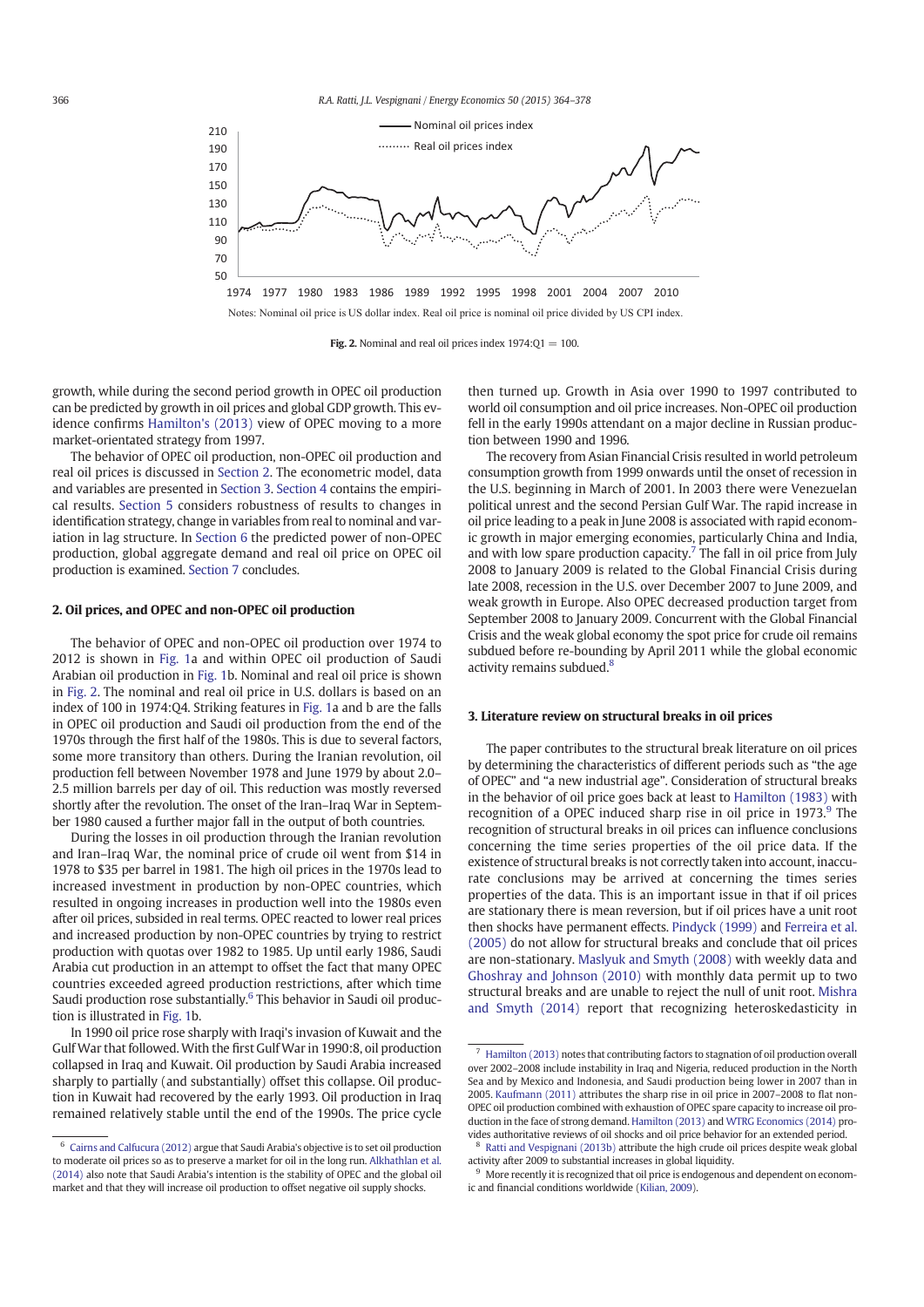Notes: Nominal oil price is US dollar index. Real oil price is nominal oil price divided by US CPI index.

**Fig. 2.** Nominal and real oil prices index 1974:Q1 = 100.

growth, while during the second period growth in OPEC oil production can be predicted by growth in oil prices and global GDP growth. This evidence confirms Hamilton's (2013) view of OPEC moving to a more market-orientated strategy from 1997.

The behavior of OPEC oil production, non-OPEC oil production and real oil prices is discussed in Section 2. The econometric model, data and variables are presented in Section 3. Section 4 contains the empirical results. Section 5 considers robustness of results to changes in identification strategy, change in variables from real to nominal and variation in lag structure. In Section 6 the predicted power of non-OPEC production, global aggregate demand and real oil price on OPEC oil production is examined. Section 7 concludes.

## 2. Oil prices, and OPEC and non-OPEC oil production

The behavior of OPEC and non-OPEC oil production over 1974 to 2012 is shown in Fig. 1a and within OPEC oil production of Saudi Arabian oil production in Fig. 1b. Nominal and real oil price is shown in Fig. 2. The nominal and real oil price in U.S. dollars is based on an index of 100 in 1974:Q4. Striking features in Fig. 1a and b are the falls in OPEC oil production and Saudi oil production from the end of the 1970s through the first half of the 1980s. This is due to several factors, some more transitory than others. During the Iranian revolution, oil production fell between November 1978 and June 1979 by about 2.0–2.5 million barrels per day of oil. This reduction was mostly reversed shortly after the revolution. The onset of the Iran–Iraq War in September 1980 caused a further major fall in the output of both countries.

During the losses in oil production through the Iranian revolution and Iran–Iraq War, the nominal price of crude oil went from $14 in 1978 to $35 per barrel in 1981. The high oil prices in the 1970s lead to increased investment in production by non-OPEC countries, which resulted in ongoing increases in production well into the 1980s even after oil prices, subsided in real terms. OPEC reacted to lower real prices and increased production by non-OPEC countries by trying to restrict production with quotas over 1982 to 1985. Up until early 1986, Saudi Arabia cut production in an attempt to offset the fact that many OPEC countries exceeded agreed production restrictions, after which time Saudi production rose substantially.[6] This behavior in Saudi oil production is illustrated in Fig. 1b.

In 1990 oil price rose sharply with Iraqi's invasion of Kuwait and the Gulf War that followed. With the first Gulf War in 1990:8, oil production collapsed in Iraq and Kuwait. Oil production by Saudi Arabia increased sharply to partially (and substantially) offset this collapse. Oil production in Kuwait had recovered by the early 1993. Oil production in Iraq remained relatively stable until the end of the 1990s. The price cycle then turned up. Growth in Asia over 1990 to 1997 contributed to world oil consumption and oil price increases. Non-OPEC oil production fell in the early 1990s attendant on a major decline in Russian production between 1990 and 1996.

The recovery from Asian Financial Crisis resulted in world petroleum consumption growth from 1999 onwards until the onset of recession in the U.S. beginning in March of 2001. In 2003 there were Venezuelan political unrest and the second Persian Gulf War. The rapid increase in oil price leading to a peak in June 2008 is associated with rapid economic growth in major emerging economies, particularly China and India, and with low spare production capacity.[7] The fall in oil price from July 2008 to January 2009 is related to the Global Financial Crisis during late 2008, recession in the U.S. over December 2007 to June 2009, and weak growth in Europe. Also OPEC decreased production target from September 2008 to January 2009. Concurrent with the Global Financial Crisis and the weak global economy the spot price for crude oil remains subdued before re-bounding by April 2011 while the global economic activity remains subdued.[8]

## 3. Literature review on structural breaks in oil prices

The paper contributes to the structural break literature on oil prices by determining the characteristics of different periods such as "the age of OPEC" and "a new industrial age". Consideration of structural breaks in the behavior of oil price goes back at least to Hamilton (1983) with recognition of a OPEC induced sharp rise in oil price in 1973.[9] The recognition of structural breaks in oil prices can influence conclusions concerning the time series properties of the oil price data. If the existence of structural breaks is not correctly taken into account, inaccurate conclusions may be arrived at concerning the times series properties of the data. This is an important issue in that if oil prices are stationary there is mean reversion, but if oil prices have a unit root then shocks have permanent effects. Pindyck (1999) and Ferreira et al. (2005) do not allow for structural breaks and conclude that oil prices are non-stationary. Maslyuk and Smyth (2008) with weekly data and Ghoshray and Johnson (2010) with monthly data permit up to two structural breaks and are unable to reject the null of unit root. Mishra and Smyth (2014) report that recognizing heteroskedasticity in

---

[6] Cairns and Calfucura (2012) argue that Saudi Arabia's objective is to set oil production to moderate oil prices so as to preserve a market for oil in the long run. Alkhathlan et al. (2014) also note that Saudi Arabia's intention is the stability of OPEC and the global oil market and that they will increase oil production to offset negative oil supply shocks.

[7] Hamilton (2013) notes that contributing factors to stagnation of oil production overall over 2002–2008 include instability in Iraq and Nigeria, reduced production in the North Sea and by Mexico and Indonesia, and Saudi production being lower in 2007 than in 2005. Kaufmann (2011) attributes the sharp rise in oil price in 2007–2008 to flat non-OPEC oil production combined with exhaustion of OPEC spare capacity to increase oil production in the face of strong demand. Hamilton (2013) and WTRG Economics (2014) provides authoritative reviews of oil shocks and oil price behavior for an extended period.

[8] Ratti and Vespignani (2013b) attribute the high crude oil prices despite weak global activity after 2009 to substantial increases in global liquidity.

[9] More recently it is recognized that oil price is endogenous and dependent on economic and financial conditions worldwide (Kilian, 2009).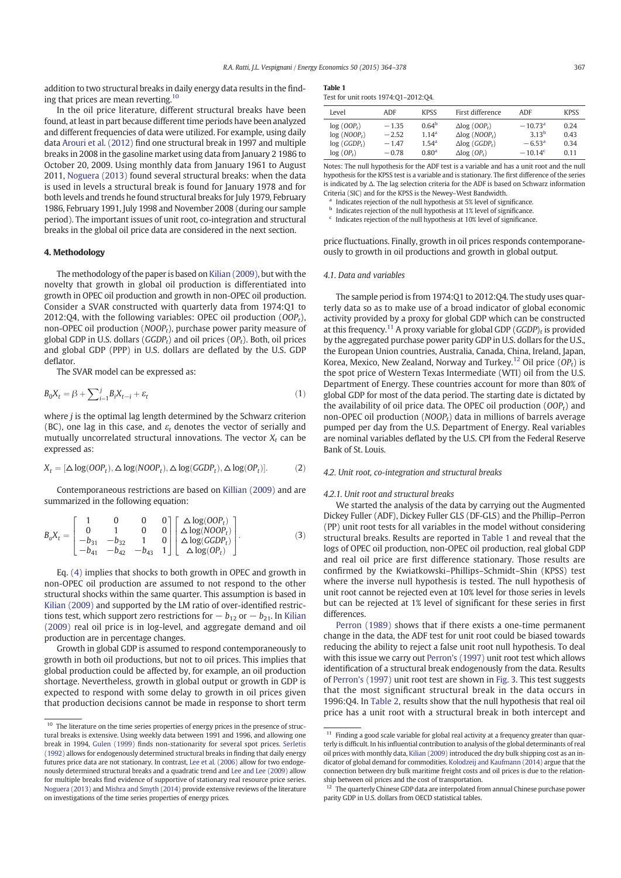addition to two structural breaks in daily energy data results in the finding that prices are mean reverting.[10]

In the oil price literature, different structural breaks have been found, at least in part because different time periods have been analyzed and different frequencies of data were utilized. For example, using daily data Arouri et al. (2012) find one structural break in 1997 and multiple breaks in 2008 in the gasoline market using data from January 2 1986 to October 20, 2009. Using monthly data from January 1961 to August 2011, Noguera (2013) found several structural breaks: when the data is used in levels a structural break is found for January 1978 and for both levels and trends he found structural breaks for July 1979, February 1986, February 1991, July 1998 and November 2008 (during our sample period). The important issues of unit root, co-integration and structural breaks in the global oil price data are considered in the next section.

## 4. Methodology

The methodology of the paper is based on Kilian (2009), but with the novelty that growth in global oil production is differentiated into growth in OPEC oil production and growth in non-OPEC oil production. Consider a SVAR constructed with quarterly data from 1974:Q1 to 2012:Q4, with the following variables: OPEC oil production ($OOP_t$), non-OPEC oil production ($NOOP_t$), purchase power parity measure of global GDP in U.S. dollars ($GGDP_t$) and oil prices ($OP_t$). Both, oil prices and global GDP (PPP) in U.S. dollars are deflated by the U.S. GDP deflator.

The SVAR model can be expressed as:

$$B_0 X_t = \beta + \sum_{i=1}^{j} B_i X_{t-i} + \varepsilon_t \tag{1}$$

where $j$ is the optimal lag length determined by the Schwarz criterion (BC), one lag in this case, and $\varepsilon_t$ denotes the vector of serially and mutually uncorrelated structural innovations. The vector $X_t$ can be expressed as:

$$X_t = [\triangle \log(OOP_t), \triangle \log(NOOP_t), \triangle \log(GGDP_t), \triangle \log(OP_t)]. \tag{2}$$

Contemporaneous restrictions are based on Killian (2009) and are summarized in the following equation:

$$B_o X_t = \begin{bmatrix} 1 & 0 & 0 & 0 \\ 0 & 1 & 0 & 0 \\ -b_{31} & -b_{32} & 1 & 0 \\ -b_{41} & -b_{42} & -b_{43} & 1 \end{bmatrix} \begin{bmatrix} \triangle \log(OOP_t) \\ \triangle \log(NOOP_t) \\ \triangle \log(GGDP_t) \\ \triangle \log(OP_t) \end{bmatrix}. \tag{3}$$

Eq. (4) implies that shocks to both growth in OPEC and growth in non-OPEC oil production are assumed to not respond to the other structural shocks within the same quarter. This assumption is based in Kilian (2009) and supported by the LM ratio of over-identified restrictions test, which support zero restrictions for $-b_{12}$ or $-b_{21}$. In Kilian (2009) real oil price is in log-level, and aggregate demand and oil production are in percentage changes.

Growth in global GDP is assumed to respond contemporaneously to growth in both oil productions, but not to oil prices. This implies that global production could be affected by, for example, an oil production shortage. Nevertheless, growth in global output or growth in GDP is expected to respond with some delay to growth in oil prices given that production decisions cannot be made in response to short term price fluctuations. Finally, growth in oil prices responds contemporaneously to growth in oil productions and growth in global output.

**Table 1**
Test for unit roots 1974:Q1–2012:Q4.

| Level | ADF | KPSS | First difference | ADF | KPSS |
|---|---|---|---|---|---|
| $\log(OOP_t)$ | −1.35 | 0.64[b] | $\Delta\log(OOP_t)$ | −10.73[a] | 0.24 |
| $\log(NOOP_t)$ | −2.52 | 1.14[a] | $\Delta\log(NOOP_t)$ | 3.13[b] | 0.43 |
| $\log(GGDP_t)$ | −1.47 | 1.54[a] | $\Delta\log(GGDP_t)$ | −6.53[a] | 0.34 |
| $\log(OP_t)$ | −0.78 | 0.80[a] | $\Delta\log(OP_t)$ | −10.14[c] | 0.11 |

Notes: The null hypothesis for the ADF test is a variable and has a unit root and the null hypothesis for the KPSS test is a variable and is stationary. The first difference of the series is indicated by Δ. The lag selection criteria for the ADF is based on Schwarz information Criteria (SIC) and for the KPSS is the Newey–West Bandwidth.
[a] Indicates rejection of the null hypothesis at 5% level of significance.
[b] Indicates rejection of the null hypothesis at 1% level of significance.
[c] Indicates rejection of the null hypothesis at 10% level of significance.

### 4.1. Data and variables

The sample period is from 1974:Q1 to 2012:Q4. The study uses quarterly data so as to make use of a broad indicator of global economic activity provided by a proxy for global GDP which can be constructed at this frequency.[11] A proxy variable for global GDP ($GGDP)_t$ is provided by the aggregated purchase power parity GDP in U.S. dollars for the U.S., the European Union countries, Australia, Canada, China, Ireland, Japan, Korea, Mexico, New Zealand, Norway and Turkey.[12] Oil price ($OP_t$) is the spot price of Western Texas Intermediate (WTI) oil from the U.S. Department of Energy. These countries account for more than 80% of global GDP for most of the data period. The starting date is dictated by the availability of oil price data. The OPEC oil production ($OOP_t$) and non-OPEC oil production ($NOOP_t$) data in millions of barrels average pumped per day from the U.S. Department of Energy. Real variables are nominal variables deflated by the U.S. CPI from the Federal Reserve Bank of St. Louis.

### 4.2. Unit root, co-integration and structural breaks

#### 4.2.1. Unit root and structural breaks

We started the analysis of the data by carrying out the Augmented Dickey Fuller (ADF), Dickey Fuller GLS (DF-GLS) and the Phillip–Perron (PP) unit root tests for all variables in the model without considering structural breaks. Results are reported in Table 1 and reveal that the logs of OPEC oil production, non-OPEC oil production, real global GDP and real oil price are first difference stationary. These results are confirmed by the Kwiatkowski–Phillips–Schmidt–Shin (KPSS) test where the inverse null hypothesis is tested. The null hypothesis of unit root cannot be rejected even at 10% level for those series in levels but can be rejected at 1% level of significant for these series in first differences.

Perron (1989) shows that if there exists a one-time permanent change in the data, the ADF test for unit root could be biased towards reducing the ability to reject a false unit root null hypothesis. To deal with this issue we carry out Perron's (1997) unit root test which allows identification of a structural break endogenously from the data. Results of Perron's (1997) unit root test are shown in Fig. 3. This test suggests that the most significant structural break in the data occurs in 1996:Q4. In Table 2, results show that the null hypothesis that real oil price has a unit root with a structural break in both intercept and

---

[10] The literature on the time series properties of energy prices in the presence of structural breaks is extensive. Using weekly data between 1991 and 1996, and allowing one break in 1994, Gulen (1999) finds non-stationarity for several spot prices. Serletis (1992) allows for endogenously determined structural breaks in finding that daily energy futures price data are not stationary. In contrast, Lee et al. (2006) allow for two endogenously determined structural breaks and a quadratic trend and Lee and Lee (2009) allow for multiple breaks find evidence of supportive of stationary real resource price series. Noguera (2013) and Mishra and Smyth (2014) provide extensive reviews of the literature on investigations of the time series properties of energy prices.

[11] Finding a good scale variable for global real activity at a frequency greater than quarterly is difficult. In his influential contribution to analysis of the global determinants of real oil prices with monthly data, Kilian (2009) introduced the dry bulk shipping cost as an indicator of global demand for commodities. Kolodzeij and Kaufmann (2014) argue that the connection between dry bulk maritime freight costs and oil prices is due to the relationship between oil prices and the cost of transportation.

[12] The quarterly Chinese GDP data are interpolated from annual Chinese purchase power parity GDP in U.S. dollars from OECD statistical tables.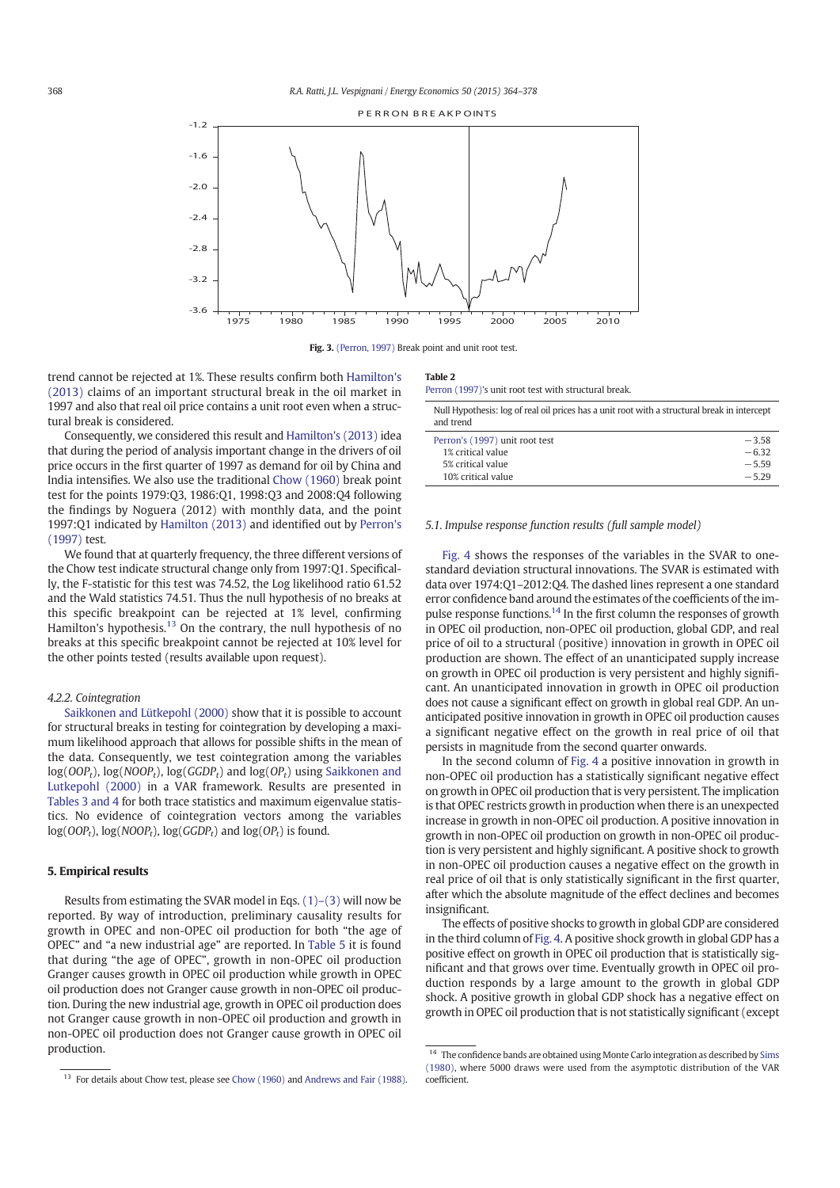PERRON BREAKPOINTS

-1.2
-1.6
-2.0
-2.4
-2.8
-3.2
-3.6

1975 1980 1985 1990 1995 2000 2005 2010

**Fig. 3.** (Perron, 1997) Break point and unit root test.

trend cannot be rejected at 1%. These results confirm both Hamilton's (2013) claims of an important structural break in the oil market in 1997 and also that real oil price contains a unit root even when a structural break is considered.

Consequently, we considered this result and Hamilton's (2013) idea that during the period of analysis important change in the drivers of oil price occurs in the first quarter of 1997 as demand for oil by China and India intensifies. We also use the traditional Chow (1960) break point test for the points 1979:Q3, 1986:Q1, 1998:Q3 and 2008:Q4 following the findings by Noguera (2012) with monthly data, and the point 1997:Q1 indicated by Hamilton (2013) and identified out by Perron's (1997) test.

We found that at quarterly frequency, the three different versions of the Chow test indicate structural change only from 1997:Q1. Specifically, the F-statistic for this test was 74.52, the Log likelihood ratio 61.52 and the Wald statistics 74.51. Thus the null hypothesis of no breaks at this specific breakpoint can be rejected at 1% level, confirming Hamilton's hypothesis.[13] On the contrary, the null hypothesis of no breaks at this specific breakpoint cannot be rejected at 10% level for the other points tested (results available upon request).

#### 4.2.2. Cointegration

Saikkonen and Lütkepohl (2000) show that it is possible to account for structural breaks in testing for cointegration by developing a maximum likelihood approach that allows for possible shifts in the mean of the data. Consequently, we test cointegration among the variables $\log(OOP_t)$, $\log(NOOP_t)$, $\log(GGDP_t)$ and $\log(OP_t)$ using Saikkonen and Lutkepohl (2000) in a VAR framework. Results are presented in Tables 3 and 4 for both trace statistics and maximum eigenvalue statistics. No evidence of cointegration vectors among the variables $\log(OOP_t)$, $\log(NOOP_t)$, $\log(GGDP_t)$ and $\log(OP_t)$ is found.

## 5. Empirical results

Results from estimating the SVAR model in Eqs. (1)–(3) will now be reported. By way of introduction, preliminary causality results for growth in OPEC and non-OPEC oil production for both "the age of OPEC" and "a new industrial age" are reported. In Table 5 it is found that during "the age of OPEC", growth in non-OPEC oil production Granger causes growth in OPEC oil production while growth in OPEC oil production does not Granger cause growth in non-OPEC oil production. During the new industrial age, growth in OPEC oil production does not Granger cause growth in non-OPEC oil production and growth in non-OPEC oil production does not Granger cause growth in OPEC oil production.

**Table 2**
Perron (1997)'s unit root test with structural break.

| Null Hypothesis: log of real oil prices has a unit root with a structural break in intercept and trend | |
|---|---|
| Perron's (1997) unit root test | −3.58 |
| 1% critical value | −6.32 |
| 5% critical value | −5.59 |
| 10% critical value | −5.29 |

### 5.1. Impulse response function results (full sample model)

Fig. 4 shows the responses of the variables in the SVAR to one-standard deviation structural innovations. The SVAR is estimated with data over 1974:Q1–2012:Q4. The dashed lines represent a one standard error confidence band around the estimates of the coefficients of the impulse response functions.[14] In the first column the responses of growth in OPEC oil production, non-OPEC oil production, global GDP, and real price of oil to a structural (positive) innovation in growth in OPEC oil production are shown. The effect of an unanticipated supply increase on growth in OPEC oil production is very persistent and highly significant. An unanticipated innovation in growth in OPEC oil production does not cause a significant effect on growth in global real GDP. An unanticipated positive innovation in growth in OPEC oil production causes a significant negative effect on the growth in real price of oil that persists in magnitude from the second quarter onwards.

In the second column of Fig. 4 a positive innovation in growth in non-OPEC oil production has a statistically significant negative effect on growth in OPEC oil production that is very persistent. The implication is that OPEC restricts growth in production when there is an unexpected increase in growth in non-OPEC oil production. A positive innovation in growth in non-OPEC oil production on growth in non-OPEC oil production is very persistent and highly significant. A positive shock to growth in non-OPEC oil production causes a negative effect on the growth in real price of oil that is only statistically significant in the first quarter, after which the absolute magnitude of the effect declines and becomes insignificant.

The effects of positive shocks to growth in global GDP are considered in the third column of Fig. 4. A positive shock growth in global GDP has a positive effect on growth in OPEC oil production that is statistically significant and that grows over time. Eventually growth in OPEC oil production responds by a large amount to the growth in global GDP shock. A positive growth in global GDP shock has a negative effect on growth in OPEC oil production that is not statistically significant (except

[13] For details about Chow test, please see Chow (1960) and Andrews and Fair (1988).

[14] The confidence bands are obtained using Monte Carlo integration as described by Sims (1980), where 5000 draws were used from the asymptotic distribution of the VAR coefficient.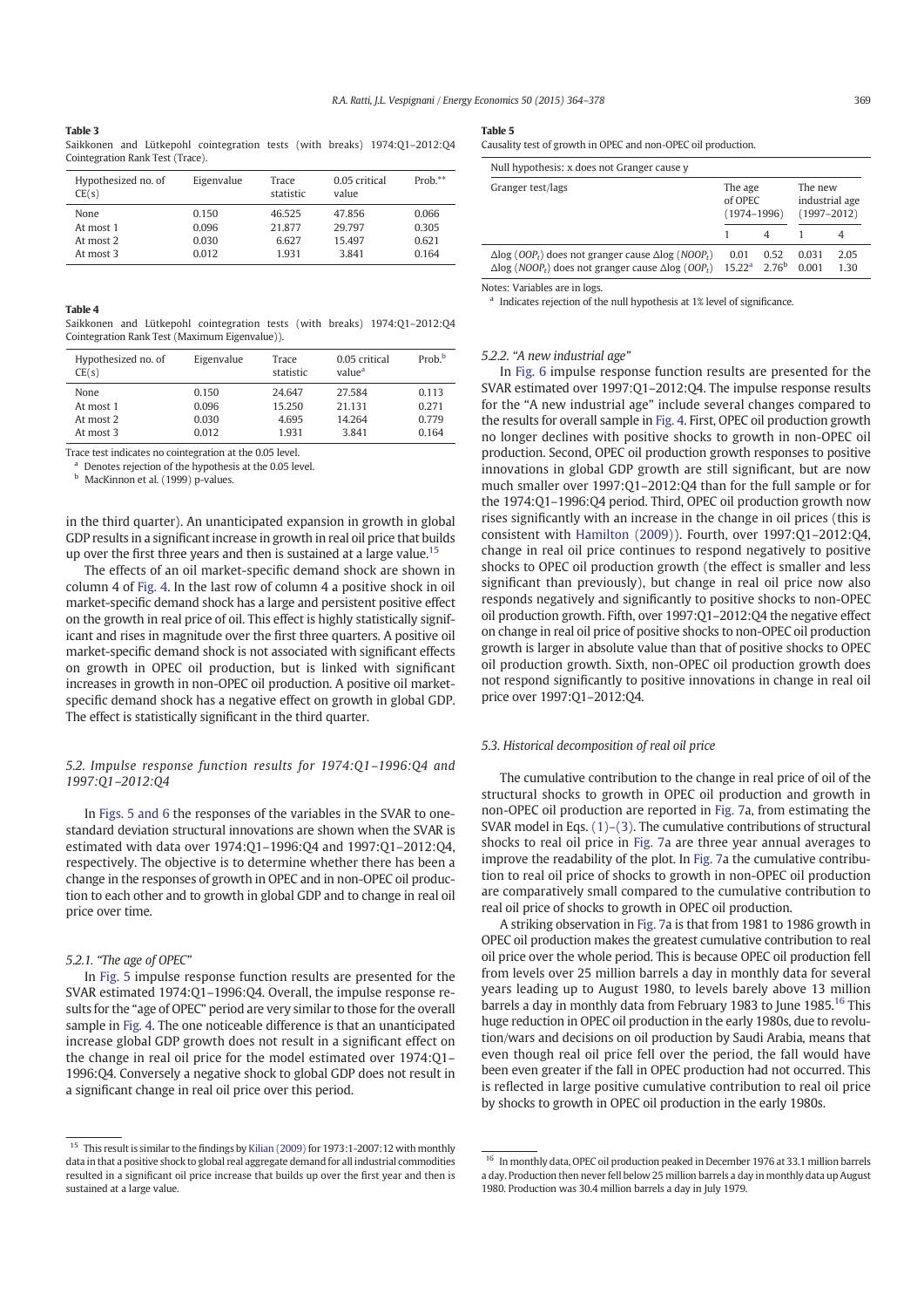**Table 3**

Saikkonen and Lütkepohl cointegration tests (with breaks) 1974:Q1–2012:Q4 Cointegration Rank Test (Trace).

| Hypothesized no. of CE(s) | Eigenvalue | Trace statistic | 0.05 critical value | Prob.** |
|---|---|---|---|---|
| None | 0.150 | 46.525 | 47.856 | 0.066 |
| At most 1 | 0.096 | 21.877 | 29.797 | 0.305 |
| At most 2 | 0.030 | 6.627 | 15.497 | 0.621 |
| At most 3 | 0.012 | 1.931 | 3.841 | 0.164 |

**Table 4**

Saikkonen and Lütkepohl cointegration tests (with breaks) 1974:Q1–2012:Q4 Cointegration Rank Test (Maximum Eigenvalue)).

| Hypothesized no. of CE(s) | Eigenvalue | Trace statistic | 0.05 critical value[a] | Prob.[b] |
|---|---|---|---|---|
| None | 0.150 | 24.647 | 27.584 | 0.113 |
| At most 1 | 0.096 | 15.250 | 21.131 | 0.271 |
| At most 2 | 0.030 | 4.695 | 14.264 | 0.779 |
| At most 3 | 0.012 | 1.931 | 3.841 | 0.164 |

Trace test indicates no cointegration at the 0.05 level.

[a] Denotes rejection of the hypothesis at the 0.05 level.

[b] MacKinnon et al. (1999) p-values.

in the third quarter). An unanticipated expansion in growth in global GDP results in a significant increase in growth in real oil price that builds up over the first three years and then is sustained at a large value.[15]

The effects of an oil market-specific demand shock are shown in column 4 of Fig. 4. In the last row of column 4 a positive shock in oil market-specific demand shock has a large and persistent positive effect on the growth in real price of oil. This effect is highly statistically significant and rises in magnitude over the first three quarters. A positive oil market-specific demand shock is not associated with significant effects on growth in OPEC oil production, but is linked with significant increases in growth in non-OPEC oil production. A positive oil market-specific demand shock has a negative effect on growth in global GDP. The effect is statistically significant in the third quarter.

### 5.2. Impulse response function results for 1974:Q1–1996:Q4 and 1997:Q1–2012:Q4

In Figs. 5 and 6 the responses of the variables in the SVAR to one-standard deviation structural innovations are shown when the SVAR is estimated with data over 1974:Q1–1996:Q4 and 1997:Q1–2012:Q4, respectively. The objective is to determine whether there has been a change in the responses of growth in OPEC and in non-OPEC oil production to each other and to growth in global GDP and to change in real oil price over time.

#### 5.2.1. "The age of OPEC"

In Fig. 5 impulse response function results are presented for the SVAR estimated 1974:Q1–1996:Q4. Overall, the impulse response results for the "age of OPEC" period are very similar to those for the overall sample in Fig. 4. The one noticeable difference is that an unanticipated increase global GDP growth does not result in a significant effect on the change in real oil price for the model estimated over 1974:Q1–1996:Q4. Conversely a negative shock to global GDP does not result in a significant change in real oil price over this period.

[15] This result is similar to the findings by Kilian (2009) for 1973:1-2007:12 with monthly data in that a positive shock to global real aggregate demand for all industrial commodities resulted in a significant oil price increase that builds up over the first year and then is sustained at a large value.

**Table 5**

Causality test of growth in OPEC and non-OPEC oil production.

| Null hypothesis: x does not Granger cause y | | | | |
|---|---|---|---|---|
| Granger test/lags | The age of OPEC (1974–1996) | | The new industrial age (1997–2012) | |
| | 1 | 4 | 1 | 4 |
| $\Delta\log(OOP_t)$ does not granger cause $\Delta\log(NOOP_t)$ | 0.01 | 0.52 | 0.031 | 2.05 |
| $\Delta\log(NOOP_t)$ does not granger cause $\Delta\log(OOP_t)$ | 15.22[a] | 2.76[b] | 0.001 | 1.30 |

Notes: Variables are in logs.

[a] Indicates rejection of the null hypothesis at 1% level of significance.

#### 5.2.2. "A new industrial age"

In Fig. 6 impulse response function results are presented for the SVAR estimated over 1997:Q1–2012:Q4. The impulse response results for the "A new industrial age" include several changes compared to the results for overall sample in Fig. 4. First, OPEC oil production growth no longer declines with positive shocks to growth in non-OPEC oil production. Second, OPEC oil production growth responses to positive innovations in global GDP growth are still significant, but are now much smaller over 1997:Q1–2012:Q4 than for the full sample or for the 1974:Q1–1996:Q4 period. Third, OPEC oil production growth now rises significantly with an increase in the change in oil prices (this is consistent with Hamilton (2009)). Fourth, over 1997:Q1–2012:Q4, change in real oil price continues to respond negatively to positive shocks to OPEC oil production growth (the effect is smaller and less significant than previously), but change in real oil price now also responds negatively and significantly to positive shocks to non-OPEC oil production growth. Over 1997:Q1–2012:Q4 the negative effect on change in real oil price of positive shocks to non-OPEC oil production growth is larger in absolute value than that of positive shocks to OPEC oil production growth. Sixth, non-OPEC oil production growth does not respond significantly to positive innovations in change in real oil price over 1997:Q1–2012:Q4.

### 5.3. Historical decomposition of real oil price

The cumulative contribution to the change in real price of oil of the structural shocks to growth in OPEC oil production and growth in non-OPEC oil production are reported in Fig. 7a, from estimating the SVAR model in Eqs. (1)–(3). The cumulative contributions of structural shocks to real oil price in Fig. 7a are three year annual averages to improve the readability of the plot. In Fig. 7a the cumulative contribution to real oil price of shocks to growth in non-OPEC oil production are comparatively small compared to the cumulative contribution to real oil price of shocks to growth in OPEC oil production.

A striking observation in Fig. 7a is that from 1981 to 1986 growth in OPEC oil production makes the greatest cumulative contribution to real oil price over the whole period. This is because OPEC oil production fell from levels over 25 million barrels a day in monthly data for several years leading up to August 1980, to levels barely above 13 million barrels a day in monthly data from February 1983 to June 1985.[16] This huge reduction in OPEC oil production in the early 1980s, due to revolution/wars and decisions on oil production by Saudi Arabia, means that even though real oil price fell over the period, the fall would have been even greater if the fall in OPEC production had not occurred. This is reflected in large positive cumulative contribution to real oil price by shocks to growth in OPEC oil production in the early 1980s.

[16] In monthly data, OPEC oil production peaked in December 1976 at 33.1 million barrels a day. Production then never fell below 25 million barrels a day in monthly data up August 1980. Production was 30.4 million barrels a day in July 1979.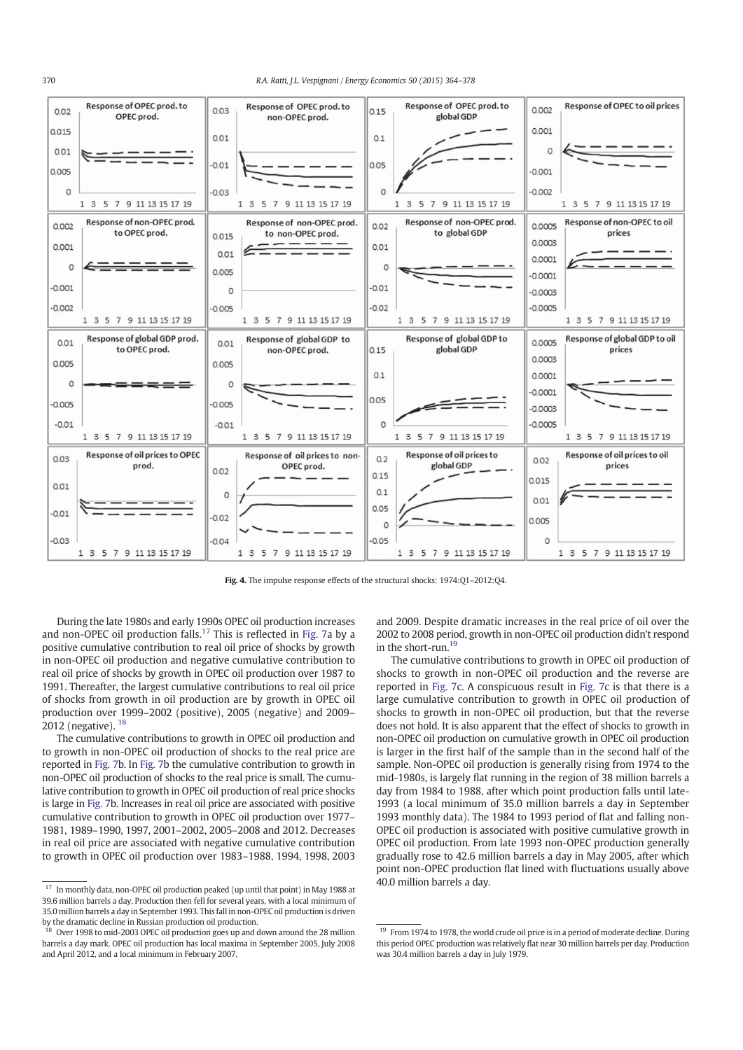Fig. 4. The impulse response effects of the structural shocks: 1974:Q1–2012:Q4.

During the late 1980s and early 1990s OPEC oil production increases and non-OPEC oil production falls.[17] This is reflected in Fig. 7a by a positive cumulative contribution to real oil price of shocks by growth in non-OPEC oil production and negative cumulative contribution to real oil price of shocks by growth in OPEC oil production over 1987 to 1991. Thereafter, the largest cumulative contributions to real oil price of shocks from growth in oil production are by growth in OPEC oil production over 1999–2002 (positive), 2005 (negative) and 2009–2012 (negative). [18]

The cumulative contributions to growth in OPEC oil production and to growth in non-OPEC oil production of shocks to the real price are reported in Fig. 7b. In Fig. 7b the cumulative contribution to growth in non-OPEC oil production of shocks to the real price is small. The cumulative contribution to growth in OPEC oil production of real price shocks is large in Fig. 7b. Increases in real oil price are associated with positive cumulative contribution to growth in OPEC oil production over 1977–1981, 1989–1990, 1997, 2001–2002, 2005–2008 and 2012. Decreases in real oil price are associated with negative cumulative contribution to growth in OPEC oil production over 1983–1988, 1994, 1998, 2003 and 2009. Despite dramatic increases in the real price of oil over the 2002 to 2008 period, growth in non-OPEC oil production didn't respond in the short-run.[19]

The cumulative contributions to growth in OPEC oil production of shocks to growth in non-OPEC oil production and the reverse are reported in Fig. 7c. A conspicuous result in Fig. 7c is that there is a large cumulative contribution to growth in OPEC oil production of shocks to growth in non-OPEC oil production, but that the reverse does not hold. It is also apparent that the effect of shocks to growth in non-OPEC oil production on cumulative growth in OPEC oil production is larger in the first half of the sample than in the second half of the sample. Non-OPEC oil production is generally rising from 1974 to the mid-1980s, is largely flat running in the region of 38 million barrels a day from 1984 to 1988, after which point production falls until late-1993 (a local minimum of 35.0 million barrels a day in September 1993 monthly data). The 1984 to 1993 period of flat and falling non-OPEC oil production is associated with positive cumulative growth in OPEC oil production. From late 1993 non-OPEC production generally gradually rose to 42.6 million barrels a day in May 2005, after which point non-OPEC production flat lined with fluctuations usually above 40.0 million barrels a day.

[17] In monthly data, non-OPEC oil production peaked (up until that point) in May 1988 at 39.6 million barrels a day. Production then fell for several years, with a local minimum of 35.0 million barrels a day in September 1993. This fall in non-OPEC oil production is driven by the dramatic decline in Russian production oil production.

[18] Over 1998 to mid-2003 OPEC oil production goes up and down around the 28 million barrels a day mark. OPEC oil production has local maxima in September 2005, July 2008 and April 2012, and a local minimum in February 2007.

[19] From 1974 to 1978, the world crude oil price is in a period of moderate decline. During this period OPEC production was relatively flat near 30 million barrels per day. Production was 30.4 million barrels a day in July 1979.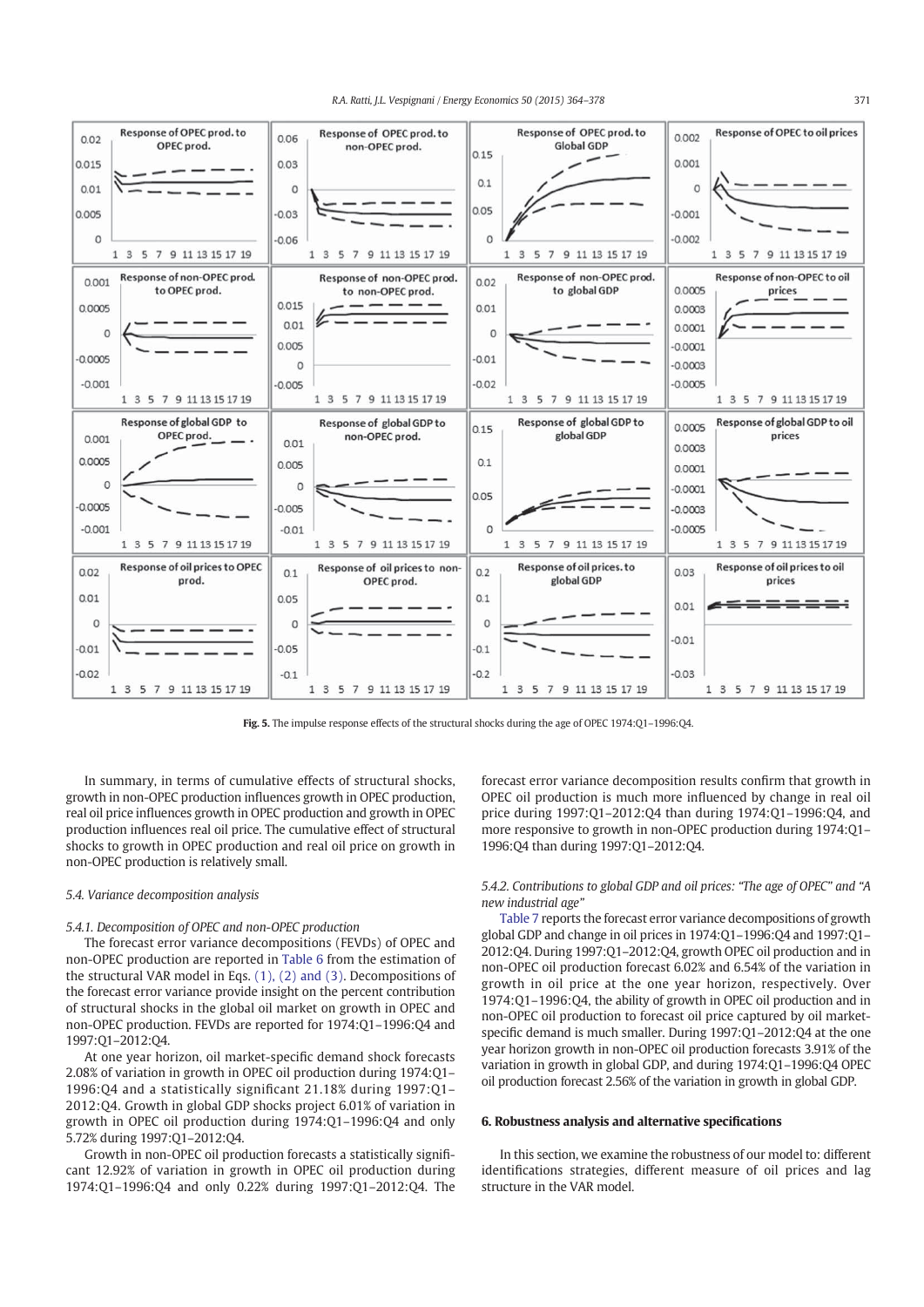Fig. 5. The impulse response effects of the structural shocks during the age of OPEC 1974:Q1–1996:Q4.

In summary, in terms of cumulative effects of structural shocks, growth in non-OPEC production influences growth in OPEC production, real oil price influences growth in OPEC production and growth in OPEC production influences real oil price. The cumulative effect of structural shocks to growth in OPEC production and real oil price on growth in non-OPEC production is relatively small.

### 5.4. Variance decomposition analysis

#### 5.4.1. Decomposition of OPEC and non-OPEC production

The forecast error variance decompositions (FEVDs) of OPEC and non-OPEC production are reported in Table 6 from the estimation of the structural VAR model in Eqs. (1), (2) and (3). Decompositions of the forecast error variance provide insight on the percent contribution of structural shocks in the global oil market on growth in OPEC and non-OPEC production. FEVDs are reported for 1974:Q1–1996:Q4 and 1997:Q1–2012:Q4.

At one year horizon, oil market-specific demand shock forecasts 2.08% of variation in growth in OPEC oil production during 1974:Q1–1996:Q4 and a statistically significant 21.18% during 1997:Q1–2012:Q4. Growth in global GDP shocks project 6.01% of variation in growth in OPEC oil production during 1974:Q1–1996:Q4 and only 5.72% during 1997:Q1–2012:Q4.

Growth in non-OPEC oil production forecasts a statistically significant 12.92% of variation in growth in OPEC oil production during 1974:Q1–1996:Q4 and only 0.22% during 1997:Q1–2012:Q4. The forecast error variance decomposition results confirm that growth in OPEC oil production is much more influenced by change in real oil price during 1997:Q1–2012:Q4 than during 1974:Q1–1996:Q4, and more responsive to growth in non-OPEC production during 1974:Q1–1996:Q4 than during 1997:Q1–2012:Q4.

#### 5.4.2. Contributions to global GDP and oil prices: "The age of OPEC" and "A new industrial age"

Table 7 reports the forecast error variance decompositions of growth global GDP and change in oil prices in 1974:Q1–1996:Q4 and 1997:Q1–2012:Q4. During 1997:Q1–2012:Q4, growth OPEC oil production and in non-OPEC oil production forecast 6.02% and 6.54% of the variation in growth in oil price at the one year horizon, respectively. Over 1974:Q1–1996:Q4, the ability of growth in OPEC oil production and in non-OPEC oil production to forecast oil price captured by oil market-specific demand is much smaller. During 1997:Q1–2012:Q4 at the one year horizon growth in non-OPEC oil production forecasts 3.91% of the variation in growth in global GDP, and during 1974:Q1–1996:Q4 OPEC oil production forecast 2.56% of the variation in growth in global GDP.

## 6. Robustness analysis and alternative specifications

In this section, we examine the robustness of our model to: different identifications strategies, different measure of oil prices and lag structure in the VAR model.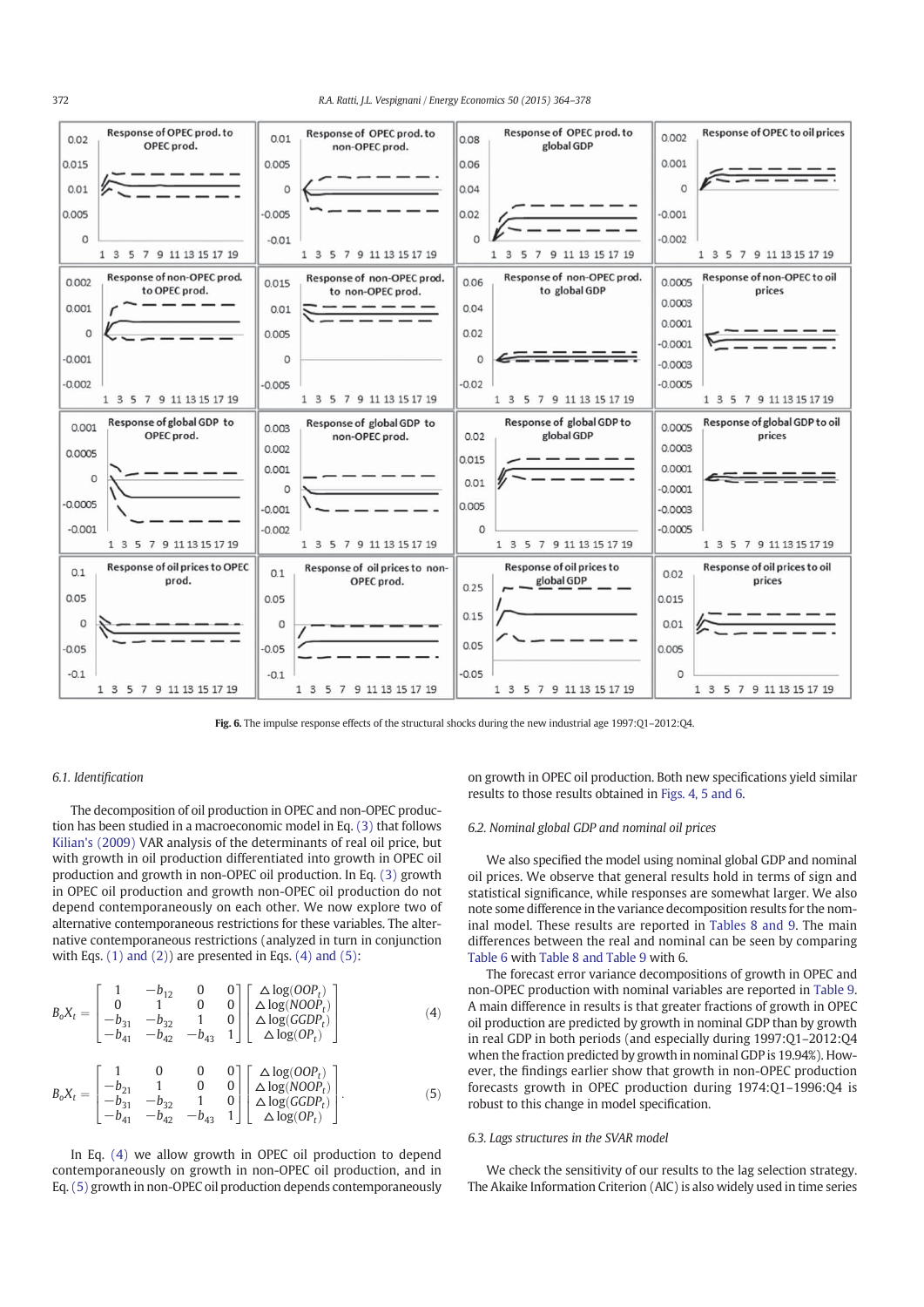**Fig. 6.** The impulse response effects of the structural shocks during the new industrial age 1997:Q1–2012:Q4.

### 6.1. Identification

The decomposition of oil production in OPEC and non-OPEC production has been studied in a macroeconomic model in Eq. (3) that follows Kilian's (2009) VAR analysis of the determinants of real oil price, but with growth in oil production differentiated into growth in OPEC oil production and growth in non-OPEC oil production. In Eq. (3) growth in OPEC oil production and growth non-OPEC oil production do not depend contemporaneously on each other. We now explore two of alternative contemporaneous restrictions for these variables. The alternative contemporaneous restrictions (analyzed in turn in conjunction with Eqs. (1) and (2)) are presented in Eqs. (4) and (5):

$$B_o X_t = \begin{bmatrix} 1 & -b_{12} & 0 & 0 \\ 0 & 1 & 0 & 0 \\ -b_{31} & -b_{32} & 1 & 0 \\ -b_{41} & -b_{42} & -b_{43} & 1 \end{bmatrix} \begin{bmatrix} \triangle\log(OOP_t) \\ \triangle\log(NOOP_t) \\ \triangle\log(GGDP_t) \\ \triangle\log(OP_t) \end{bmatrix} \tag{4}$$

$$B_o X_t = \begin{bmatrix} 1 & 0 & 0 & 0 \\ -b_{21} & 1 & 0 & 0 \\ -b_{31} & -b_{32} & 1 & 0 \\ -b_{41} & -b_{42} & -b_{43} & 1 \end{bmatrix} \begin{bmatrix} \triangle\log(OOP_t) \\ \triangle\log(NOOP_t) \\ \triangle\log(GGDP_t) \\ \triangle\log(OP_t) \end{bmatrix}. \tag{5}$$

In Eq. (4) we allow growth in OPEC oil production to depend contemporaneously on growth in non-OPEC oil production, and in Eq. (5) growth in non-OPEC oil production depends contemporaneously on growth in OPEC oil production. Both new specifications yield similar results to those results obtained in Figs. 4, 5 and 6.

### 6.2. Nominal global GDP and nominal oil prices

We also specified the model using nominal global GDP and nominal oil prices. We observe that general results hold in terms of sign and statistical significance, while responses are somewhat larger. We also note some difference in the variance decomposition results for the nominal model. These results are reported in Tables 8 and 9. The main differences between the real and nominal can be seen by comparing Table 6 with Table 8 and Table 9 with 6.

The forecast error variance decompositions of growth in OPEC and non-OPEC production with nominal variables are reported in Table 9. A main difference in results is that greater fractions of growth in OPEC oil production are predicted by growth in nominal GDP than by growth in real GDP in both periods (and especially during 1997:Q1–2012:Q4 when the fraction predicted by growth in nominal GDP is 19.94%). However, the findings earlier show that growth in non-OPEC production forecasts growth in OPEC production during 1974:Q1–1996:Q4 is robust to this change in model specification.

### 6.3. Lags structures in the SVAR model

We check the sensitivity of our results to the lag selection strategy. The Akaike Information Criterion (AIC) is also widely used in time series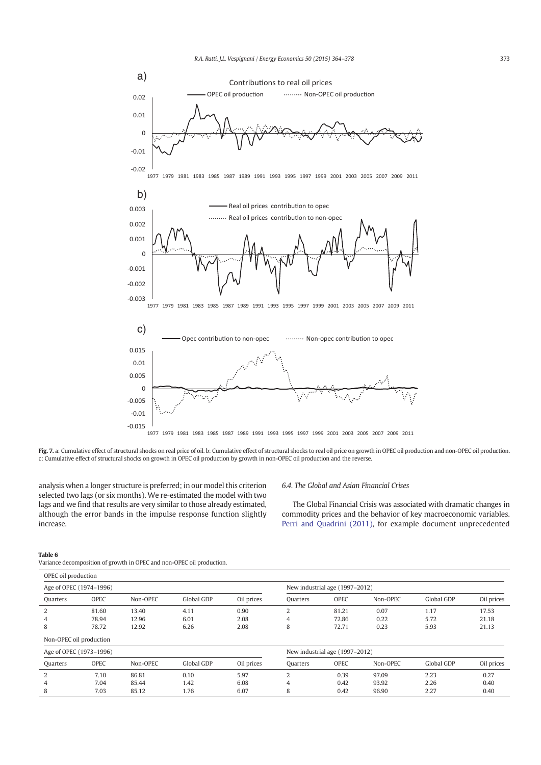**Fig. 7.** a: Cumulative effect of structural shocks on real price of oil. b: Cumulative effect of structural shocks to real oil price on growth in OPEC oil production and non-OPEC oil production. c: Cumulative effect of structural shocks on growth in OPEC oil production by growth in non-OPEC oil production and the reverse.

analysis when a longer structure is preferred; in our model this criterion selected two lags (or six months). We re-estimated the model with two lags and we find that results are very similar to those already estimated, although the error bands in the impulse response function slightly increase.

### *6.4. The Global and Asian Financial Crises*

The Global Financial Crisis was associated with dramatic changes in commodity prices and the behavior of key macroeconomic variables. Perri and Quadrini (2011), for example document unprecedented

**Table 6**
Variance decomposition of growth in OPEC and non-OPEC oil production.

| OPEC oil production | | | | | | | | | |
|---|---|---|---|---|---|---|---|---|---|
| Age of OPEC (1974–1996) | | | | | New industrial age (1997–2012) | | | | |
| Quarters | OPEC | Non-OPEC | Global GDP | Oil prices | Quarters | OPEC | Non-OPEC | Global GDP | Oil prices |
| 2 | 81.60 | 13.40 | 4.11 | 0.90 | 2 | 81.21 | 0.07 | 1.17 | 17.53 |
| 4 | 78.94 | 12.96 | 6.01 | 2.08 | 4 | 72.86 | 0.22 | 5.72 | 21.18 |
| 8 | 78.72 | 12.92 | 6.26 | 2.08 | 8 | 72.71 | 0.23 | 5.93 | 21.13 |
| **Non-OPEC oil production** | | | | | | | | | |
| Age of OPEC (1973–1996) | | | | | New industrial age (1997–2012) | | | | |
| Quarters | OPEC | Non-OPEC | Global GDP | Oil prices | Quarters | OPEC | Non-OPEC | Global GDP | Oil prices |
| 2 | 7.10 | 86.81 | 0.10 | 5.97 | 2 | 0.39 | 97.09 | 2.23 | 0.27 |
| 4 | 7.04 | 85.44 | 1.42 | 6.08 | 4 | 0.42 | 93.92 | 2.26 | 0.40 |
| 8 | 7.03 | 85.12 | 1.76 | 6.07 | 8 | 0.42 | 96.90 | 2.27 | 0.40 |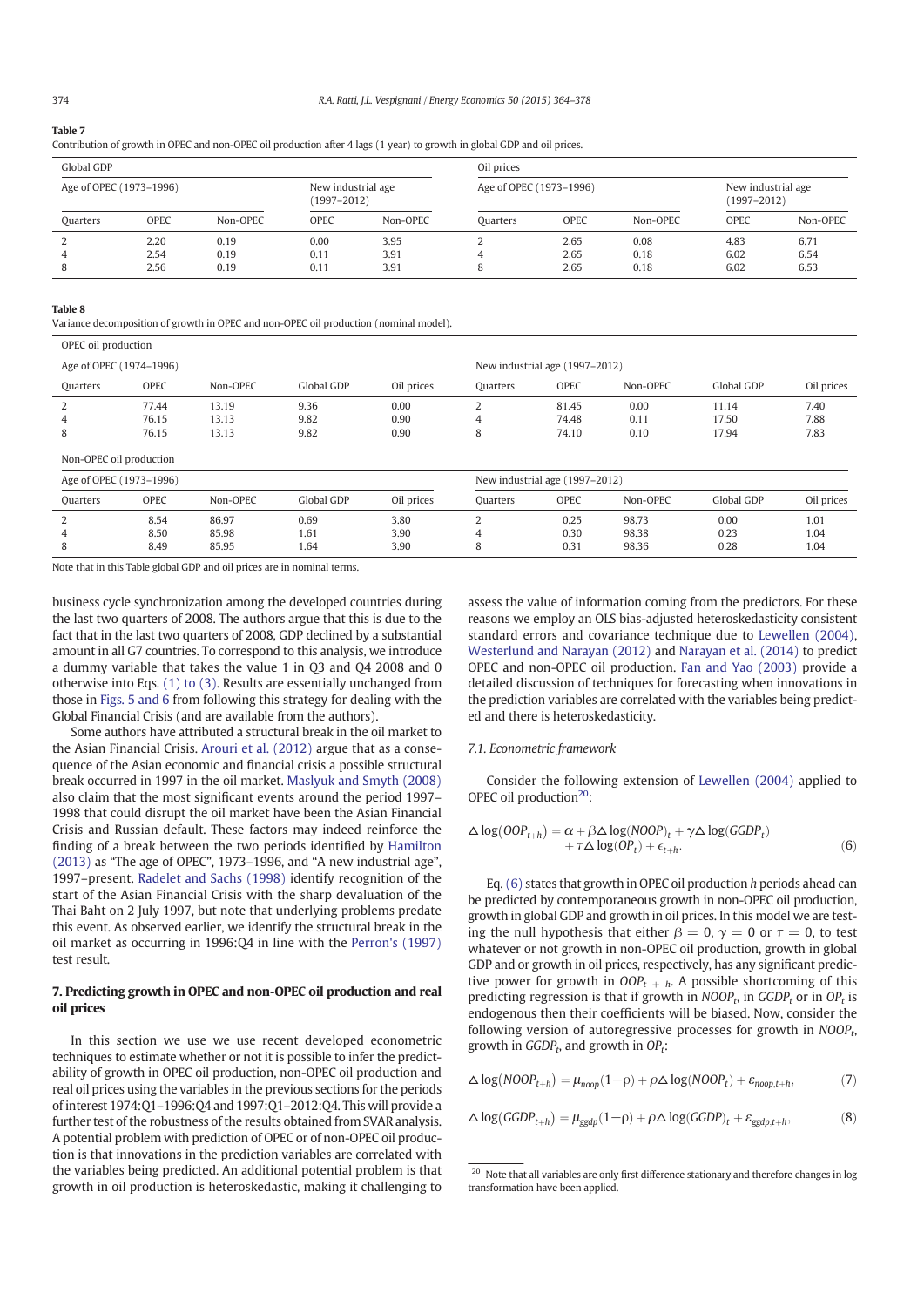**Table 7**
Contribution of growth in OPEC and non-OPEC oil production after 4 lags (1 year) to growth in global GDP and oil prices.

| Global GDP | | | | | Oil prices | | | | |
|---|---|---|---|---|---|---|---|---|---|
| Age of OPEC (1973–1996) | | | New industrial age (1997–2012) | | Age of OPEC (1973–1996) | | | New industrial age (1997–2012) | |
| Quarters | OPEC | Non-OPEC | OPEC | Non-OPEC | Quarters | OPEC | Non-OPEC | OPEC | Non-OPEC |
| 2 | 2.20 | 0.19 | 0.00 | 3.95 | 2 | 2.65 | 0.08 | 4.83 | 6.71 |
| 4 | 2.54 | 0.19 | 0.11 | 3.91 | 4 | 2.65 | 0.18 | 6.02 | 6.54 |
| 8 | 2.56 | 0.19 | 0.11 | 3.91 | 8 | 2.65 | 0.18 | 6.02 | 6.53 |

**Table 8**
Variance decomposition of growth in OPEC and non-OPEC oil production (nominal model).

| OPEC oil production | | | | | | | | | |
|---|---|---|---|---|---|---|---|---|---|
| Age of OPEC (1974–1996) | | | | | New industrial age (1997–2012) | | | | |
| Quarters | OPEC | Non-OPEC | Global GDP | Oil prices | Quarters | OPEC | Non-OPEC | Global GDP | Oil prices |
| 2 | 77.44 | 13.19 | 9.36 | 0.00 | 2 | 81.45 | 0.00 | 11.14 | 7.40 |
| 4 | 76.15 | 13.13 | 9.82 | 0.90 | 4 | 74.48 | 0.11 | 17.50 | 7.88 |
| 8 | 76.15 | 13.13 | 9.82 | 0.90 | 8 | 74.10 | 0.10 | 17.94 | 7.83 |
| Non-OPEC oil production | | | | | | | | | |
| Age of OPEC (1973–1996) | | | | | New industrial age (1997–2012) | | | | |
| Quarters | OPEC | Non-OPEC | Global GDP | Oil prices | Quarters | OPEC | Non-OPEC | Global GDP | Oil prices |
| 2 | 8.54 | 86.97 | 0.69 | 3.80 | 2 | 0.25 | 98.73 | 0.00 | 1.01 |
| 4 | 8.50 | 85.98 | 1.61 | 3.90 | 4 | 0.30 | 98.38 | 0.23 | 1.04 |
| 8 | 8.49 | 85.95 | 1.64 | 3.90 | 8 | 0.31 | 98.36 | 0.28 | 1.04 |

Note that in this Table global GDP and oil prices are in nominal terms.

business cycle synchronization among the developed countries during the last two quarters of 2008. The authors argue that this is due to the fact that in the last two quarters of 2008, GDP declined by a substantial amount in all G7 countries. To correspond to this analysis, we introduce a dummy variable that takes the value 1 in Q3 and Q4 2008 and 0 otherwise into Eqs. (1) to (3). Results are essentially unchanged from those in Figs. 5 and 6 from following this strategy for dealing with the Global Financial Crisis (and are available from the authors).

Some authors have attributed a structural break in the oil market to the Asian Financial Crisis. Arouri et al. (2012) argue that as a consequence of the Asian economic and financial crisis a possible structural break occurred in 1997 in the oil market. Maslyuk and Smyth (2008) also claim that the most significant events around the period 1997–1998 that could disrupt the oil market have been the Asian Financial Crisis and Russian default. These factors may indeed reinforce the finding of a break between the two periods identified by Hamilton (2013) as "The age of OPEC", 1973–1996, and "A new industrial age", 1997–present. Radelet and Sachs (1998) identify recognition of the start of the Asian Financial Crisis with the sharp devaluation of the Thai Baht on 2 July 1997, but note that underlying problems predate this event. As observed earlier, we identify the structural break in the oil market as occurring in 1996:Q4 in line with the Perron's (1997) test result.

## 7. Predicting growth in OPEC and non-OPEC oil production and real oil prices

In this section we use we use recent developed econometric techniques to estimate whether or not it is possible to infer the predictability of growth in OPEC oil production, non-OPEC oil production and real oil prices using the variables in the previous sections for the periods of interest 1974:Q1–1996:Q4 and 1997:Q1–2012:Q4. This will provide a further test of the robustness of the results obtained from SVAR analysis. A potential problem with prediction of OPEC or of non-OPEC oil production is that innovations in the prediction variables are correlated with the variables being predicted. An additional potential problem is that growth in oil production is heteroskedastic, making it challenging to assess the value of information coming from the predictors. For these reasons we employ an OLS bias-adjusted heteroskedasticity consistent standard errors and covariance technique due to Lewellen (2004), Westerlund and Narayan (2012) and Narayan et al. (2014) to predict OPEC and non-OPEC oil production. Fan and Yao (2003) provide a detailed discussion of techniques for forecasting when innovations in the prediction variables are correlated with the variables being predicted and there is heteroskedasticity.

### 7.1. Econometric framework

Consider the following extension of Lewellen (2004) applied to OPEC oil production[20]:

$$\triangle \log(OOP_{t+h}) = \alpha + \beta\triangle \log(NOOP)_t + \gamma\triangle \log(GGDP_t) + \tau\triangle \log(OP_t) + \epsilon_{t+h}. \tag{6}$$

Eq. (6) states that growth in OPEC oil production $h$ periods ahead can be predicted by contemporaneous growth in non-OPEC oil production, growth in global GDP and growth in oil prices. In this model we are testing the null hypothesis that either $\beta = 0$, $\gamma = 0$ or $\tau = 0$, to test whatever or not growth in non-OPEC oil production, growth in global GDP and or growth in oil prices, respectively, has any significant predictive power for growth in $OOP_{t+h}$. A possible shortcoming of this predicting regression is that if growth in $NOOP_t$, in $GGDP_t$ or in $OP_t$ is endogenous then their coefficients will be biased. Now, consider the following version of autoregressive processes for growth in $NOOP_t$, growth in $GGDP_t$, and growth in $OP_t$:

$$\triangle \log(NOOP_{t+h}) = \mu_{noop}(1-\rho) + \rho\triangle \log(NOOP_t) + \varepsilon_{noop,t+h}, \tag{7}$$

$$\triangle \log(GGDP_{t+h}) = \mu_{ggdp}(1-\rho) + \rho\triangle \log(GGDP)_t + \varepsilon_{ggdp,t+h}, \tag{8}$$

[20] Note that all variables are only first difference stationary and therefore changes in log transformation have been applied.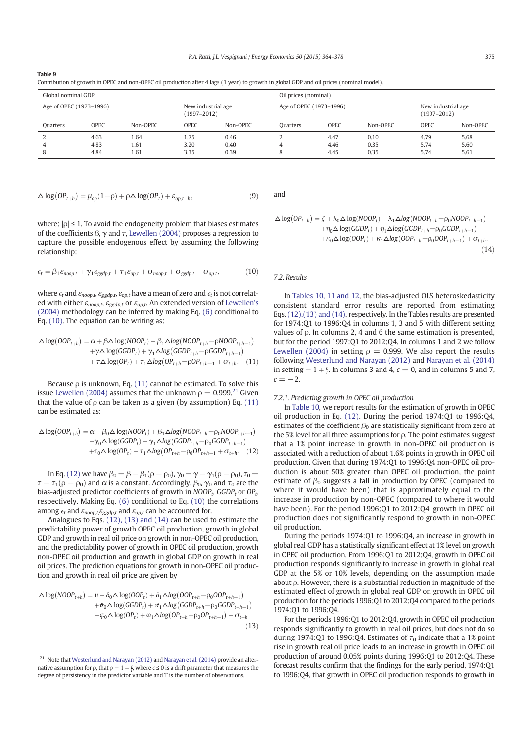**Table 9**
Contribution of growth in OPEC and non-OPEC oil production after 4 lags (1 year) to growth in global GDP and oil prices (nominal model).

| Global nominal GDP | | | | | Oil prices (nominal) | | | | |
|---|---|---|---|---|---|---|---|---|---|
| Age of OPEC (1973–1996) | | | New industrial age (1997–2012) | | Age of OPEC (1973–1996) | | | New industrial age (1997–2012) | |
| Quarters | OPEC | Non-OPEC | OPEC | Non-OPEC | Quarters | OPEC | Non-OPEC | OPEC | Non-OPEC |
| 2 | 4.63 | 1.64 | 1.75 | 0.46 | 2 | 4.47 | 0.10 | 4.79 | 5.68 |
| 4 | 4.83 | 1.61 | 3.20 | 0.40 | 4 | 4.46 | 0.35 | 5.74 | 5.60 |
| 8 | 4.84 | 1.61 | 3.35 | 0.39 | 8 | 4.45 | 0.35 | 5.74 | 5.61 |

$$\triangle \log(OP_{t+h}) = \mu_{op}(1-\rho) + \rho\triangle \log(OP_t) + \varepsilon_{op,t+h}, \tag{9}$$

where: $|\rho| \leq 1$. To avoid the endogeneity problem that biases estimates of the coefficients $\beta$, $\gamma$ and $\tau$, Lewellen (2004) proposes a regression to capture the possible endogenous effect by assuming the following relationship:

$$\epsilon_t = \beta_1 \varepsilon_{noop,t} + \gamma_1 \varepsilon_{ggdp,t} + \tau_1 \varepsilon_{op,t} + \sigma_{noop,t} + \sigma_{ggdp,t} + \sigma_{op,t}, \tag{10}$$

where $\epsilon_t$ and $\varepsilon_{noop,t}$, $\varepsilon_{ggdp,t}$, $\varepsilon_{op,t}$ have a mean of zero and $\epsilon_t$ is not correlated with either $\varepsilon_{noop,t}$, $\varepsilon_{ggdp,t}$ or $\varepsilon_{op,t}$. An extended version of Lewellen's (2004) methodology can be inferred by making Eq. (6) conditional to Eq. (10). The equation can be writing as:

$$\begin{aligned}\triangle \log(OOP_{t+h}) &= \alpha + \beta\triangle \log(NOOP_t) + \beta_1\triangle log(NOOP_{t+h} - \rho NOOP_{t+h-1}) \\ &+ \gamma\triangle \log(GGDP_t) + \gamma_1\triangle log(GGDP_{t+h} - \rho GGDP_{t+h-1}) \\ &+ \tau\triangle \log(OP_t) + \tau_1\triangle log(OP_{t+h} - \rho OP_{t+h-1} + \sigma_{t+h}.\end{aligned} \tag{11}$$

Because $\rho$ is unknown, Eq. (11) cannot be estimated. To solve this issue Lewellen (2004) assumes that the unknown $\rho = 0.999$.[21] Given that the value of $\rho$ can be taken as a given (by assumption) Eq. (11) can be estimated as:

$$\begin{aligned}\triangle \log(OOP_{t+h}) &= \alpha + \beta_0\triangle \log(NOOP_t) + \beta_1\triangle log(NOOP_{t+h} - \rho_0 NOOP_{t+h-1}) \\ &+ \gamma_0\triangle \log(GGDP_t) + \gamma_1\triangle log(GGDP_{t+h} - \rho_0 GGDP_{t+h-1}) \\ &+ \tau_0\triangle \log(OP_t) + \tau_1\triangle log(OP_{t+h} - \rho_0 OP_{t+h-1} + \sigma_{t+h}.\end{aligned} \tag{12}$$

In Eq. (12) we have $\beta_0 = \beta - \beta_1(\rho - \rho_0)$, $\gamma_0 = \gamma - \gamma_1(\rho - \rho_0)$, $\tau_0 = \tau - \tau_1(\rho - \rho_0)$ and $\alpha$ is a constant. Accordingly, $\beta_0$, $\gamma_0$ and $\tau_0$ are the bias-adjusted predictor coefficients of growth in $NOOP_t$, $GGDP_t$ or $OP_t$, respectively. Making Eq. (6) conditional to Eq. (10) the correlations among $\epsilon_t$ and $\varepsilon_{noop,t}$,$\varepsilon_{ggdp,t}$ and $\varepsilon_{op,t}$ can be accounted for.

Analogues to Eqs. (12), (13) and (14) can be used to estimate the predictability power of growth OPEC oil production, growth in global GDP and growth in real oil price on growth in non-OPEC oil production, and the predictability power of growth in OPEC oil production, growth non-OPEC oil production and growth in global GDP on growth in real oil prices. The prediction equations for growth in non-OPEC oil production and growth in real oil price are given by

$$\begin{aligned}\triangle \log(NOOP_{t+h}) &= \upsilon + \delta_0\triangle \log(OOP_t) + \delta_1\triangle log(OOP_{t+h} - \rho_0 OOP_{t+h-1}) \\ &+ \vartheta_0\triangle \log(GGDP_t) + \vartheta_1\triangle log(GGDP_{t+h} - \rho_0 GGDP_{t+h-1}) \\ &+ \varphi_0\triangle \log(OP_t) + \varphi_1\triangle log(OP_{t+h} - \rho_0 OP_{t+h-1}) + \sigma_{t+h}\end{aligned} \tag{13}$$

and

$$\begin{aligned}\triangle \log(OP_{t+h}) &= \zeta + \lambda_0\triangle \log(NOOP_t) + \lambda_1\triangle log(NOOP_{t+h} - \rho_0 NOOP_{t+h-1}) \\ &+ \eta_0\triangle \log(GGDP_t) + \eta_1\triangle log(GGDP_{t+h} - \rho_0 GGDP_{t+h-1}) \\ &+ \kappa_0\triangle \log(OOP_t) + \kappa_1\triangle log(OOP_{t+h} - \rho_0 OOP_{t+h-1}) + \sigma_{t+h}.\end{aligned} \tag{14}$$

### 7.2. Results

In Tables 10, 11 and 12, the bias-adjusted OLS heteroskedasticity consistent standard error results are reported from estimating Eqs. (12),(13) and (14), respectively. In the Tables results are presented for 1974:Q1 to 1996:Q4 in columns 1, 3 and 5 with different setting values of $\rho$. In columns 2, 4 and 6 the same estimation is presented, but for the period 1997:Q1 to 2012:Q4. In columns 1 and 2 we follow Lewellen (2004) in setting $\rho = 0.999$. We also report the results following Westerlund and Narayan (2012) and Narayan et al. (2014) in setting $= 1 + \frac{c}{T}$. In columns 3 and 4, $c = 0$, and in columns 5 and 7, $c = -2$.

#### 7.2.1. Predicting growth in OPEC oil production

In Table 10, we report results for the estimation of growth in OPEC oil production in Eq. (12). During the period 1974:Q1 to 1996:Q4, estimates of the coefficient $\beta_0$ are statistically significant from zero at the 5% level for all three assumptions for $\rho$. The point estimates suggest that a 1% point increase in growth in non-OPEC oil production is associated with a reduction of about 1.6% points in growth in OPEC oil production. Given that during 1974:Q1 to 1996:Q4 non-OPEC oil production is about 50% greater than OPEC oil production, the point estimate of $\beta_0$ suggests a fall in production by OPEC (compared to where it would have been) that is approximately equal to the increase in production by non-OPEC (compared to where it would have been). For the period 1996:Q1 to 2012:Q4, growth in OPEC oil production does not significantly respond to growth in non-OPEC oil production.

During the periods 1974:Q1 to 1996:Q4, an increase in growth in global real GDP has a statistically significant effect at 1% level on growth in OPEC oil production. From 1996:Q1 to 2012:Q4, growth in OPEC oil production responds significantly to increase in growth in global real GDP at the 5% or 10% levels, depending on the assumption made about $\rho$. However, there is a substantial reduction in magnitude of the estimated effect of growth in global real GDP on growth in OPEC oil production for the periods 1996:Q1 to 2012:Q4 compared to the periods 1974:Q1 to 1996:Q4.

For the periods 1996:Q1 to 2012:Q4, growth in OPEC oil production responds significantly to growth in real oil prices, but does not do so during 1974:Q1 to 1996:Q4. Estimates of $\tau_0$ indicate that a 1% point rise in growth real oil price leads to an increase in growth in OPEC oil production of around 0.05% points during 1996:Q1 to 2012:Q4. These forecast results confirm that the findings for the early period, 1974:Q1 to 1996:Q4, that growth in OPEC oil production responds to growth in

[21] Note that Westerlund and Narayan (2012) and Narayan et al. (2014) provide an alternative assumption for $\rho$, that $\rho = 1 + \frac{c}{T}$ where $c \leq 0$ is a drift parameter that measures the degree of persistency in the predictor variable and T is the number of observations.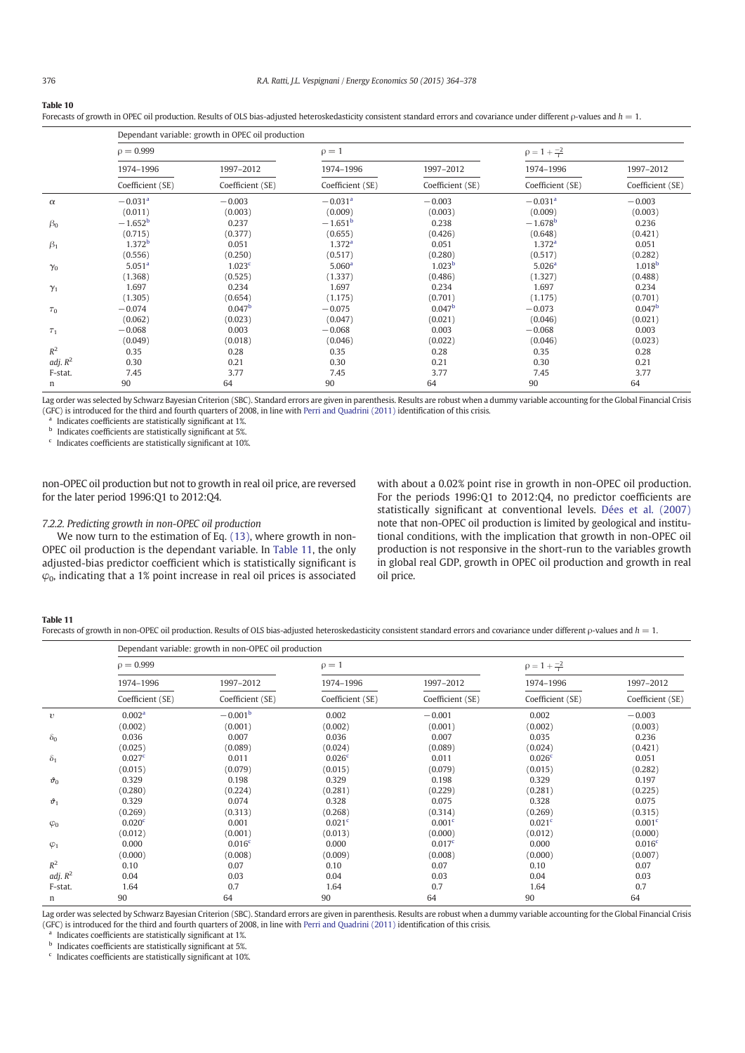**Table 10**

Forecasts of growth in OPEC oil production. Results of OLS bias-adjusted heteroskedasticity consistent standard errors and covariance under different ρ-values and $h = 1$.

| | Dependant variable: growth in OPEC oil production | | | | | |
|---|---|---|---|---|---|---|
| | $\rho = 0.999$ | | $\rho = 1$ | | $\rho = 1 + \frac{-2}{T}$ | |
| | 1974–1996 | 1997–2012 | 1974–1996 | 1997–2012 | 1974–1996 | 1997–2012 |
| | Coefficient (SE) | Coefficient (SE) | Coefficient (SE) | Coefficient (SE) | Coefficient (SE) | Coefficient (SE) |
| $\alpha$ | −0.031[a] | −0.003 | −0.031[a] | −0.003 | −0.031[a] | −0.003 |
| | (0.011) | (0.003) | (0.009) | (0.003) | (0.009) | (0.003) |
| $\beta_0$ | −1.652[b] | 0.237 | −1.651[b] | 0.238 | −1.678[b] | 0.236 |
| | (0.715) | (0.377) | (0.655) | (0.426) | (0.648) | (0.421) |
| $\beta_1$ | 1.372[b] | 0.051 | 1.372[a] | 0.051 | 1.372[a] | 0.051 |
| | (0.556) | (0.250) | (0.517) | (0.280) | (0.517) | (0.282) |
| $\gamma_0$ | 5.051[a] | 1.023[c] | 5.060[a] | 1.023[b] | 5.026[a] | 1.018[b] |
| | (1.368) | (0.525) | (1.337) | (0.486) | (1.327) | (0.488) |
| $\gamma_1$ | 1.697 | 0.234 | 1.697 | 0.234 | 1.697 | 0.234 |
| | (1.305) | (0.654) | (1.175) | (0.701) | (1.175) | (0.701) |
| $\tau_0$ | −0.074 | 0.047[b] | −0.075 | 0.047[b] | −0.073 | 0.047[b] |
| | (0.062) | (0.023) | (0.047) | (0.021) | (0.046) | (0.021) |
| $\tau_1$ | −0.068 | 0.003 | −0.068 | 0.003 | −0.068 | 0.003 |
| | (0.049) | (0.018) | (0.046) | (0.022) | (0.046) | (0.023) |
| $R^2$ | 0.35 | 0.28 | 0.35 | 0.28 | 0.35 | 0.28 |
| adj. $R^2$ | 0.30 | 0.21 | 0.30 | 0.21 | 0.30 | 0.21 |
| F-stat. | 7.45 | 3.77 | 7.45 | 3.77 | 7.45 | 3.77 |
| n | 90 | 64 | 90 | 64 | 90 | 64 |

Lag order was selected by Schwarz Bayesian Criterion (SBC). Standard errors are given in parenthesis. Results are robust when a dummy variable accounting for the Global Financial Crisis (GFC) is introduced for the third and fourth quarters of 2008, in line with Perri and Quadrini (2011) identification of this crisis.

[a] Indicates coefficients are statistically significant at 1%.

[b] Indicates coefficients are statistically significant at 5%.

[c] Indicates coefficients are statistically significant at 10%.

non-OPEC oil production but not to growth in real oil price, are reversed for the later period 1996:Q1 to 2012:Q4.

#### 7.2.2. Predicting growth in non-OPEC oil production

We now turn to the estimation of Eq. (13), where growth in non-OPEC oil production is the dependant variable. In Table 11, the only adjusted-bias predictor coefficient which is statistically significant is $\varphi_0$, indicating that a 1% point increase in real oil prices is associated with about a 0.02% point rise in growth in non-OPEC oil production. For the periods 1996:Q1 to 2012:Q4, no predictor coefficients are statistically significant at conventional levels. Dées et al. (2007) note that non-OPEC oil production is limited by geological and institutional conditions, with the implication that growth in non-OPEC oil production is not responsive in the short-run to the variables growth in global real GDP, growth in OPEC oil production and growth in real oil price.

**Table 11**

Forecasts of growth in non-OPEC oil production. Results of OLS bias-adjusted heteroskedasticity consistent standard errors and covariance under different ρ-values and $h = 1$.

| | Dependant variable: growth in non-OPEC oil production | | | | | |
|---|---|---|---|---|---|---|
| | $\rho = 0.999$ | | $\rho = 1$ | | $\rho = 1 + \frac{-2}{T}$ | |
| | 1974–1996 | 1997–2012 | 1974–1996 | 1997–2012 | 1974–1996 | 1997–2012 |
| | Coefficient (SE) | Coefficient (SE) | Coefficient (SE) | Coefficient (SE) | Coefficient (SE) | Coefficient (SE) |
| $\upsilon$ | 0.002[a] | −0.001[b] | 0.002 | −0.001 | 0.002 | −0.003 |
| | (0.002) | (0.001) | (0.002) | (0.001) | (0.002) | (0.003) |
| $\delta_0$ | 0.036 | 0.007 | 0.036 | 0.007 | 0.035 | 0.236 |
| | (0.025) | (0.089) | (0.024) | (0.089) | (0.024) | (0.421) |
| $\delta_1$ | 0.027[c] | 0.011 | 0.026[c] | 0.011 | 0.026[c] | 0.051 |
| | (0.015) | (0.079) | (0.015) | (0.079) | (0.015) | (0.282) |
| $\vartheta_0$ | 0.329 | 0.198 | 0.329 | 0.198 | 0.329 | 0.197 |
| | (0.280) | (0.224) | (0.281) | (0.229) | (0.281) | (0.225) |
| $\vartheta_1$ | 0.329 | 0.074 | 0.328 | 0.075 | 0.328 | 0.075 |
| | (0.269) | (0.313) | (0.268) | (0.314) | (0.269) | (0.315) |
| $\varphi_0$ | 0.020[c] | 0.001 | 0.021[c] | 0.001[c] | 0.021[c] | 0.001[c] |
| | (0.012) | (0.001) | (0.013) | (0.000) | (0.012) | (0.000) |
| $\varphi_1$ | 0.000 | 0.016[c] | 0.000 | 0.017[c] | 0.000 | 0.016[c] |
| | (0.000) | (0.008) | (0.009) | (0.008) | (0.000) | (0.007) |
| $R^2$ | 0.10 | 0.07 | 0.10 | 0.07 | 0.10 | 0.07 |
| adj. $R^2$ | 0.04 | 0.03 | 0.04 | 0.03 | 0.04 | 0.03 |
| F-stat. | 1.64 | 0.7 | 1.64 | 0.7 | 1.64 | 0.7 |
| n | 90 | 64 | 90 | 64 | 90 | 64 |

Lag order was selected by Schwarz Bayesian Criterion (SBC). Standard errors are given in parenthesis. Results are robust when a dummy variable accounting for the Global Financial Crisis (GFC) is introduced for the third and fourth quarters of 2008, in line with Perri and Quadrini (2011) identification of this crisis.

[a] Indicates coefficients are statistically significant at 1%.

[b] Indicates coefficients are statistically significant at 5%.

[c] Indicates coefficients are statistically significant at 10%.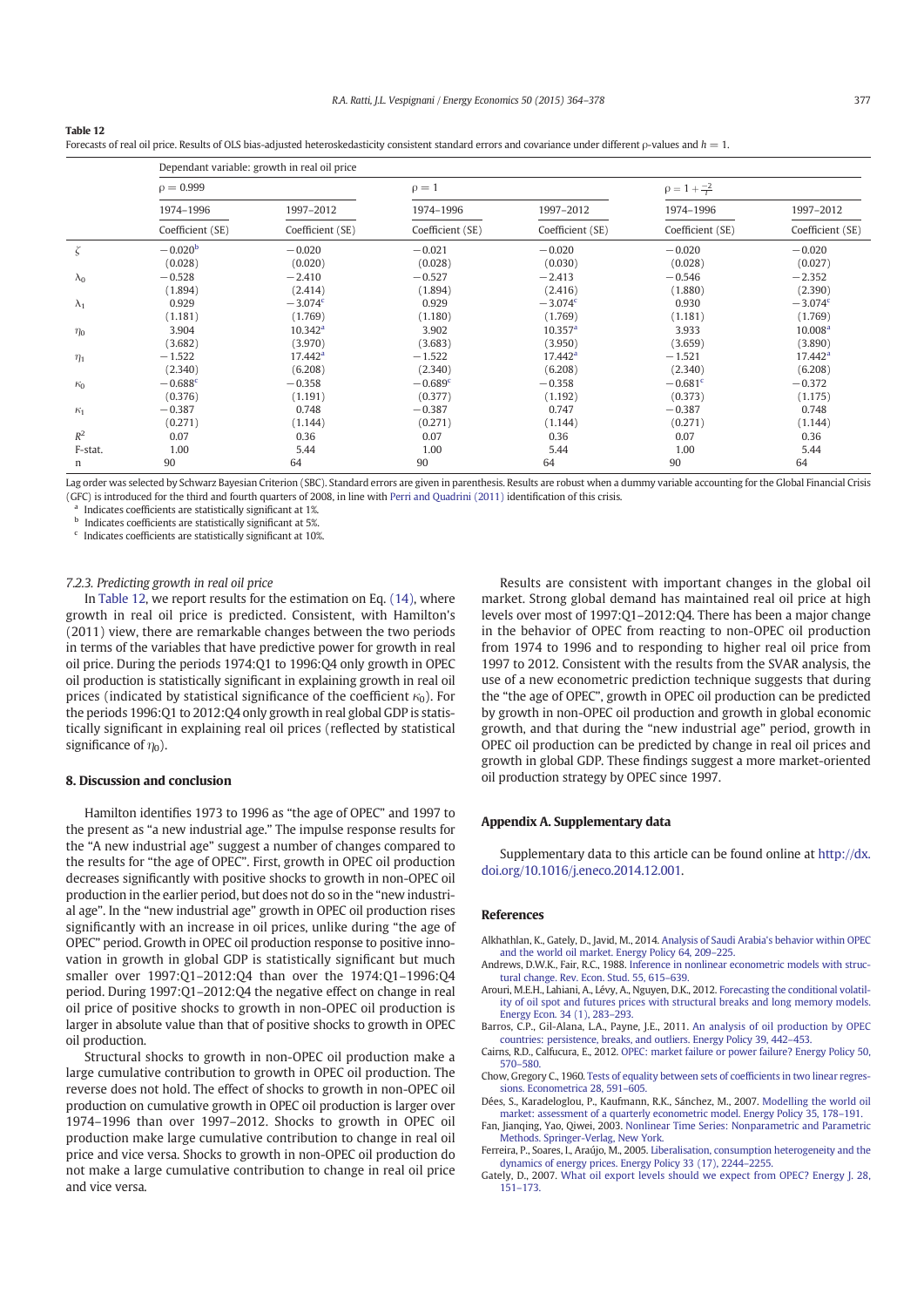**Table 12**
Forecasts of real oil price. Results of OLS bias-adjusted heteroskedasticity consistent standard errors and covariance under different ρ-values and $h = 1$.

| | Dependant variable: growth in real oil price | | | | | |
|---|---|---|---|---|---|---|
| | $\rho = 0.999$ | | $\rho = 1$ | | $\rho = 1 + \frac{-2}{T}$ | |
| | 1974–1996 | 1997–2012 | 1974–1996 | 1997–2012 | 1974–1996 | 1997–2012 |
| | Coefficient (SE) | Coefficient (SE) | Coefficient (SE) | Coefficient (SE) | Coefficient (SE) | Coefficient (SE) |
| $\zeta$ | −0.020[b] | −0.020 | −0.021 | −0.020 | −0.020 | −0.020 |
| | (0.028) | (0.020) | (0.028) | (0.030) | (0.028) | (0.027) |
| $\lambda_0$ | −0.528 | −2.410 | −0.527 | −2.413 | −0.546 | −2.352 |
| | (1.894) | (2.414) | (1.894) | (2.416) | (1.880) | (2.390) |
| $\lambda_1$ | 0.929 | −3.074[c] | 0.929 | −3.074[c] | 0.930 | −3.074[c] |
| | (1.181) | (1.769) | (1.180) | (1.769) | (1.181) | (1.769) |
| $\eta_0$ | 3.904 | 10.342[a] | 3.902 | 10.357[a] | 3.933 | 10.008[a] |
| | (3.682) | (3.970) | (3.683) | (3.950) | (3.659) | (3.890) |
| $\eta_1$ | −1.522 | 17.442[a] | −1.522 | 17.442[a] | −1.521 | 17.442[a] |
| | (2.340) | (6.208) | (2.340) | (6.208) | (2.340) | (6.208) |
| $\kappa_0$ | −0.688[c] | −0.358 | −0.689[c] | −0.358 | −0.681[c] | −0.372 |
| | (0.376) | (1.191) | (0.377) | (1.192) | (0.373) | (1.175) |
| $\kappa_1$ | −0.387 | 0.748 | −0.387 | 0.747 | −0.387 | 0.748 |
| | (0.271) | (1.144) | (0.271) | (1.144) | (0.271) | (1.144) |
| $R^2$ | 0.07 | 0.36 | 0.07 | 0.36 | 0.07 | 0.36 |
| F-stat. | 1.00 | 5.44 | 1.00 | 5.44 | 1.00 | 5.44 |
| n | 90 | 64 | 90 | 64 | 90 | 64 |

Lag order was selected by Schwarz Bayesian Criterion (SBC). Standard errors are given in parenthesis. Results are robust when a dummy variable accounting for the Global Financial Crisis (GFC) is introduced for the third and fourth quarters of 2008, in line with Perri and Quadrini (2011) identification of this crisis.
[a] Indicates coefficients are statistically significant at 1%.
[b] Indicates coefficients are statistically significant at 5%.
[c] Indicates coefficients are statistically significant at 10%.

### 7.2.3. Predicting growth in real oil price

In Table 12, we report results for the estimation on Eq. (14), where growth in real oil price is predicted. Consistent, with Hamilton's (2011) view, there are remarkable changes between the two periods in terms of the variables that have predictive power for growth in real oil price. During the periods 1974:Q1 to 1996:Q4 only growth in OPEC oil production is statistically significant in explaining growth in real oil prices (indicated by statistical significance of the coefficient $\kappa_0$). For the periods 1996:Q1 to 2012:Q4 only growth in real global GDP is statistically significant in explaining real oil prices (reflected by statistical significance of $\eta_0$).

## 8. Discussion and conclusion

Hamilton identifies 1973 to 1996 as "the age of OPEC" and 1997 to the present as "a new industrial age." The impulse response results for the "A new industrial age" suggest a number of changes compared to the results for "the age of OPEC". First, growth in OPEC oil production decreases significantly with positive shocks to growth in non-OPEC oil production in the earlier period, but does not do so in the "new industrial age". In the "new industrial age" growth in OPEC oil production rises significantly with an increase in oil prices, unlike during "the age of OPEC" period. Growth in OPEC oil production response to positive innovation in growth in global GDP is statistically significant but much smaller over 1997:Q1–2012:Q4 than over the 1974:Q1–1996:Q4 period. During 1997:Q1–2012:Q4 the negative effect on change in real oil price of positive shocks to growth in non-OPEC oil production is larger in absolute value than that of positive shocks to growth in OPEC oil production.

Structural shocks to growth in non-OPEC oil production make a large cumulative contribution to growth in OPEC oil production. The reverse does not hold. The effect of shocks to growth in non-OPEC oil production on cumulative growth in OPEC oil production is larger over 1974–1996 than over 1997–2012. Shocks to growth in OPEC oil production make large cumulative contribution to change in real oil price and vice versa. Shocks to growth in non-OPEC oil production do not make a large cumulative contribution to change in real oil price and vice versa.

Results are consistent with important changes in the global oil market. Strong global demand has maintained real oil price at high levels over most of 1997:Q1–2012:Q4. There has been a major change in the behavior of OPEC from reacting to non-OPEC oil production from 1974 to 1996 and to responding to higher real oil price from 1997 to 2012. Consistent with the results from the SVAR analysis, the use of a new econometric prediction technique suggests that during the "the age of OPEC", growth in OPEC oil production can be predicted by growth in non-OPEC oil production and growth in global economic growth, and that during the "new industrial age" period, growth in OPEC oil production can be predicted by change in real oil prices and growth in global GDP. These findings suggest a more market-oriented oil production strategy by OPEC since 1997.

## Appendix A. Supplementary data

Supplementary data to this article can be found online at http://dx.doi.org/10.1016/j.eneco.2014.12.001.

## References

Alkhathlan, K., Gately, D., Javid, M., 2014. Analysis of Saudi Arabia's behavior within OPEC and the world oil market. Energy Policy 64, 209–225.
Andrews, D.W.K., Fair, R.C., 1988. Inference in nonlinear econometric models with structural change. Rev. Econ. Stud. 55, 615–639.
Arouri, M.E.H., Lahiani, A., Lévy, A., Nguyen, D.K., 2012. Forecasting the conditional volatility of oil spot and futures prices with structural breaks and long memory models. Energy Econ. 34 (1), 283–293.
Barros, C.P., Gil-Alana, L.A., Payne, J.E., 2011. An analysis of oil production by OPEC countries: persistence, breaks, and outliers. Energy Policy 39, 442–453.
Cairns, R.D., Calfucura, E., 2012. OPEC: market failure or power failure? Energy Policy 50, 570–580.
Chow, Gregory C., 1960. Tests of equality between sets of coefficients in two linear regressions. Econometrica 28, 591–605.
Dées, S., Karadeloglou, P., Kaufmann, R.K., Sánchez, M., 2007. Modelling the world oil market: assessment of a quarterly econometric model. Energy Policy 35, 178–191.
Fan, Jianqing, Yao, Qiwei, 2003. Nonlinear Time Series: Nonparametric and Parametric Methods. Springer-Verlag, New York.
Ferreira, P., Soares, I., Araújo, M., 2005. Liberalisation, consumption heterogeneity and the dynamics of energy prices. Energy Policy 33 (17), 2244–2255.
Gately, D., 2007. What oil export levels should we expect from OPEC? Energy J. 28, 151–173.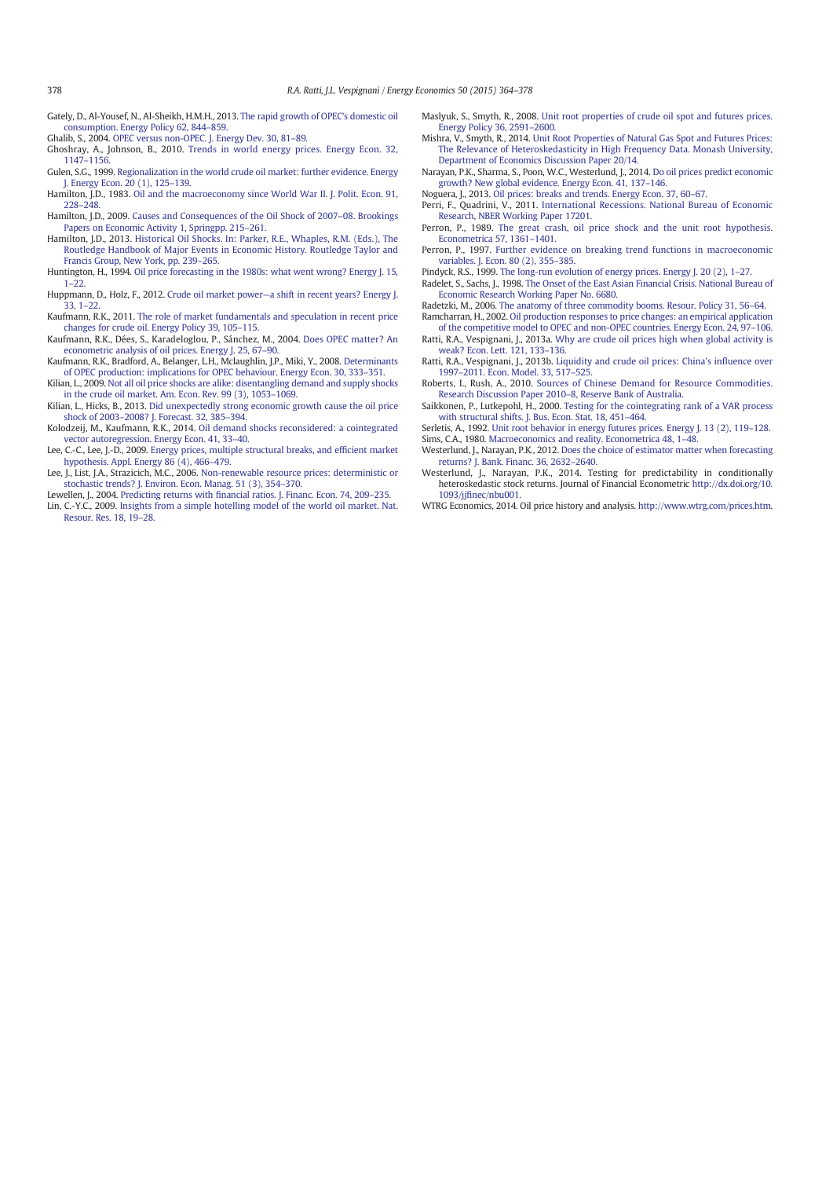Gately, D., Al-Yousef, N., Al-Sheikh, H.M.H., 2013. The rapid growth of OPEC's domestic oil consumption. Energy Policy 62, 844–859.

Ghalib, S., 2004. OPEC versus non-OPEC. J. Energy Dev. 30, 81–89.

Ghoshray, A., Johnson, B., 2010. Trends in world energy prices. Energy Econ. 32, 1147–1156.

Gulen, S.G., 1999. Regionalization in the world crude oil market: further evidence. Energy J. Energy Econ. 20 (1), 125–139.

Hamilton, J.D., 1983. Oil and the macroeconomy since World War II. J. Polit. Econ. 91, 228–248.

Hamilton, J.D., 2009. Causes and Consequences of the Oil Shock of 2007–08. Brookings Papers on Economic Activity 1, Springpp. 215–261.

Hamilton, J.D., 2013. Historical Oil Shocks. In: Parker, R.E., Whaples, R.M. (Eds.), The Routledge Handbook of Major Events in Economic History. Routledge Taylor and Francis Group, New York, pp. 239–265.

Huntington, H., 1994. Oil price forecasting in the 1980s: what went wrong? Energy J. 15, 1–22.

Huppmann, D., Holz, F., 2012. Crude oil market power—a shift in recent years? Energy J. 33, 1–22.

Kaufmann, R.K., 2011. The role of market fundamentals and speculation in recent price changes for crude oil. Energy Policy 39, 105–115.

Kaufmann, R.K., Dées, S., Karadeloglou, P., Sánchez, M., 2004. Does OPEC matter? An econometric analysis of oil prices. Energy J. 25, 67–90.

Kaufmann, R.K., Bradford, A., Belanger, L.H., Mclaughlin, J.P., Miki, Y., 2008. Determinants of OPEC production: implications for OPEC behaviour. Energy Econ. 30, 333–351.

Kilian, L., 2009. Not all oil price shocks are alike: disentangling demand and supply shocks in the crude oil market. Am. Econ. Rev. 99 (3), 1053–1069.

Kilian, L., Hicks, B., 2013. Did unexpectedly strong economic growth cause the oil price shock of 2003–2008? J. Forecast. 32, 385–394.

Kolodzeij, M., Kaufmann, R.K., 2014. Oil demand shocks reconsidered: a cointegrated vector autoregression. Energy Econ. 41, 33–40.

Lee, C.-C., Lee, J.-D., 2009. Energy prices, multiple structural breaks, and efficient market hypothesis. Appl. Energy 86 (4), 466–479.

Lee, J., List, J.A., Strazicich, M.C., 2006. Non-renewable resource prices: deterministic or stochastic trends? J. Environ. Econ. Manag. 51 (3), 354–370.

Lewellen, J., 2004. Predicting returns with financial ratios. J. Financ. Econ. 74, 209–235.

Lin, C.-Y.C., 2009. Insights from a simple hotelling model of the world oil market. Nat. Resour. Res. 18, 19–28.

Maslyuk, S., Smyth, R., 2008. Unit root properties of crude oil spot and futures prices. Energy Policy 36, 2591–2600.

Mishra, V., Smyth, R., 2014. Unit Root Properties of Natural Gas Spot and Futures Prices: The Relevance of Heteroskedasticity in High Frequency Data. Monash University, Department of Economics Discussion Paper 20/14.

Narayan, P.K., Sharma, S., Poon, W.C., Westerlund, J., 2014. Do oil prices predict economic growth? New global evidence. Energy Econ. 41, 137–146.

Noguera, J., 2013. Oil prices: breaks and trends. Energy Econ. 37, 60–67.

Perri, F., Quadrini, V., 2011. International Recessions. National Bureau of Economic Research, NBER Working Paper 17201.

Perron, P., 1989. The great crash, oil price shock and the unit root hypothesis. Econometrica 57, 1361–1401.

Perron, P., 1997. Further evidence on breaking trend functions in macroeconomic variables. J. Econ. 80 (2), 355–385.

Pindyck, R.S., 1999. The long-run evolution of energy prices. Energy J. 20 (2), 1–27.

Radelet, S., Sachs, J., 1998. The Onset of the East Asian Financial Crisis. National Bureau of Economic Research Working Paper No. 6680.

Radetzki, M., 2006. The anatomy of three commodity booms. Resour. Policy 31, 56–64.

Ramcharran, H., 2002. Oil production responses to price changes: an empirical application of the competitive model to OPEC and non-OPEC countries. Energy Econ. 24, 97–106.

Ratti, R.A., Vespignani, J., 2013a. Why are crude oil prices high when global activity is weak? Econ. Lett. 121, 133–136.

Ratti, R.A., Vespignani, J., 2013b. Liquidity and crude oil prices: China's influence over 1997–2011. Econ. Model. 33, 517–525.

Roberts, I., Rush, A., 2010. Sources of Chinese Demand for Resource Commodities. Research Discussion Paper 2010–8, Reserve Bank of Australia.

Saikkonen, P., Lutkepohl, H., 2000. Testing for the cointegrating rank of a VAR process with structural shifts. J. Bus. Econ. Stat. 18, 451–464.

Serletis, A., 1992. Unit root behavior in energy futures prices. Energy J. 13 (2), 119–128.

Sims, C.A., 1980. Macroeconomics and reality. Econometrica 48, 1–48.

Westerlund, J., Narayan, P.K., 2012. Does the choice of estimator matter when forecasting returns? J. Bank. Financ. 36, 2632–2640.

Westerlund, J., Narayan, P.K., 2014. Testing for predictability in conditionally heteroskedastic stock returns. Journal of Financial Econometric http://dx.doi.org/10.1093/jjfinec/nbu001.

WTRG Economics, 2014. Oil price history and analysis. http://www.wtrg.com/prices.htm.